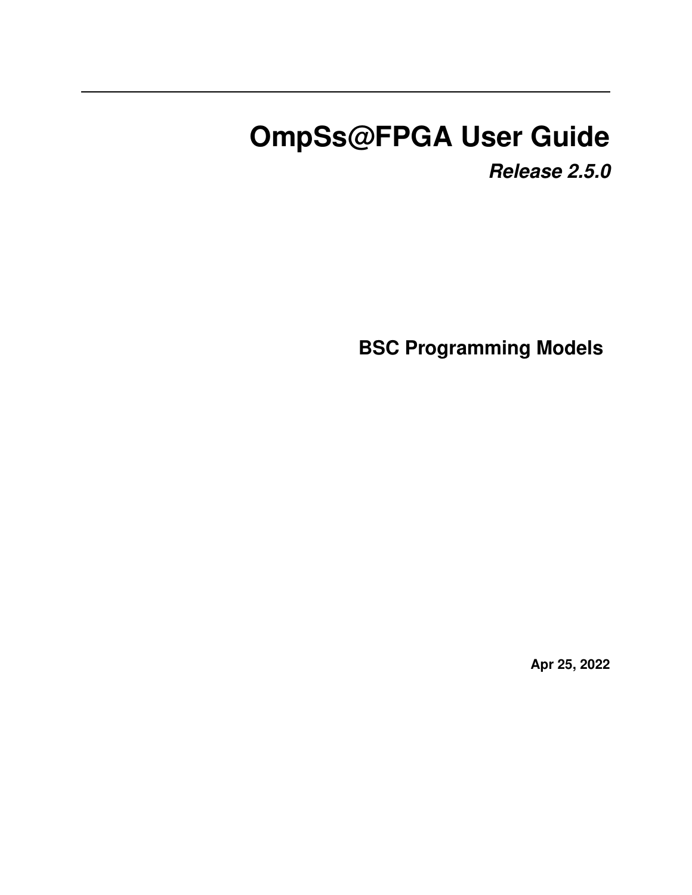# OmpSs@FPGA User Guide

***Release 2.5.0***

**BSC Programming Models**

**Apr 25, 2022**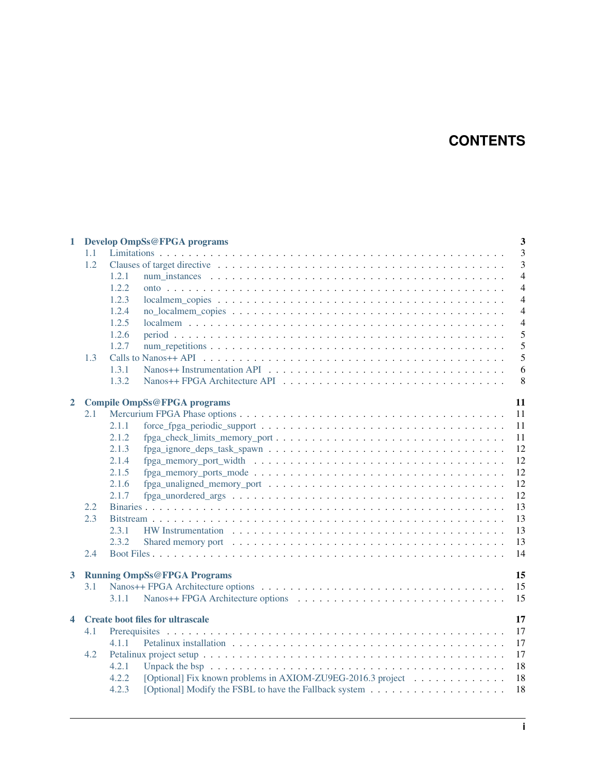# CONTENTS

- **1 Develop OmpSs@FPGA programs** — 3
  - 1.1 Limitations — 3
  - 1.2 Clauses of target directive — 3
    - 1.2.1 num_instances — 4
    - 1.2.2 onto — 4
    - 1.2.3 localmem_copies — 4
    - 1.2.4 no_localmem_copies — 4
    - 1.2.5 localmem — 4
    - 1.2.6 period — 5
    - 1.2.7 num_repetitions — 5
  - 1.3 Calls to Nanos++ API — 5
    - 1.3.1 Nanos++ Instrumentation API — 6
    - 1.3.2 Nanos++ FPGA Architecture API — 8
- **2 Compile OmpSs@FPGA programs** — 11
  - 2.1 Mercurium FPGA Phase options — 11
    - 2.1.1 force_fpga_periodic_support — 11
    - 2.1.2 fpga_check_limits_memory_port — 11
    - 2.1.3 fpga_ignore_deps_task_spawn — 12
    - 2.1.4 fpga_memory_port_width — 12
    - 2.1.5 fpga_memory_ports_mode — 12
    - 2.1.6 fpga_unaligned_memory_port — 12
    - 2.1.7 fpga_unordered_args — 12
  - 2.2 Binaries — 13
  - 2.3 Bitstream — 13
    - 2.3.1 HW Instrumentation — 13
    - 2.3.2 Shared memory port — 13
  - 2.4 Boot Files — 14
- **3 Running OmpSs@FPGA Programs** — 15
  - 3.1 Nanos++ FPGA Architecture options — 15
    - 3.1.1 Nanos++ FPGA Architecture options — 15
- **4 Create boot files for ultrascale** — 17
  - 4.1 Prerequisites — 17
    - 4.1.1 Petalinux installation — 17
  - 4.2 Petalinux project setup — 17
    - 4.2.1 Unpack the bsp — 18
    - 4.2.2 [Optional] Fix known problems in AXIOM-ZU9EG-2016.3 project — 18
    - 4.2.3 [Optional] Modify the FSBL to have the Fallback system — 18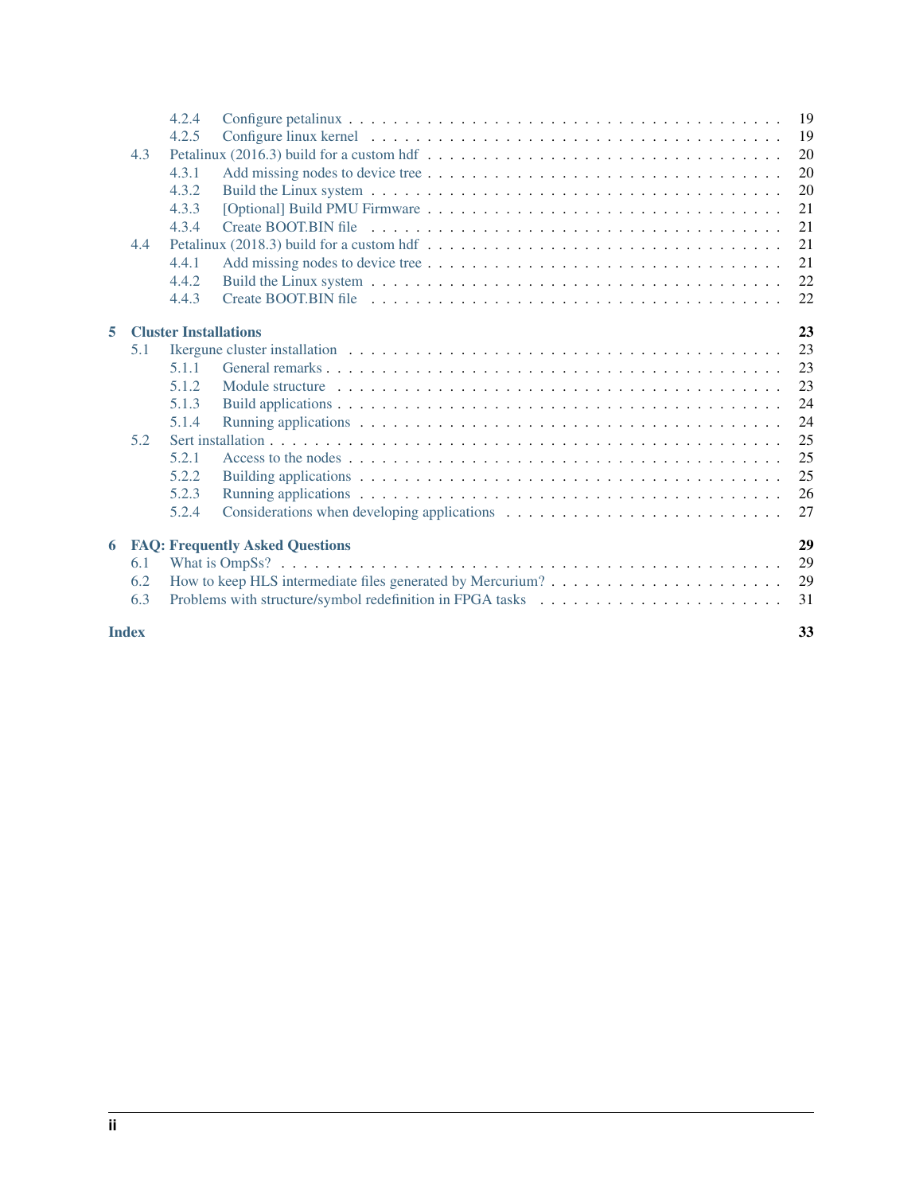- 4.2.4 Configure petalinux . . . . . . . . . . . . . . . . . . . . . . . . . . . . . . . . . . . . . 19
- 4.2.5 Configure linux kernel . . . . . . . . . . . . . . . . . . . . . . . . . . . . . . . . . . . 19
- 4.3 Petalinux (2016.3) build for a custom hdf . . . . . . . . . . . . . . . . . . . . . . . . . . . . 20
  - 4.3.1 Add missing nodes to device tree . . . . . . . . . . . . . . . . . . . . . . . . . . . . . . 20
  - 4.3.2 Build the Linux system . . . . . . . . . . . . . . . . . . . . . . . . . . . . . . . . . . . 20
  - 4.3.3 [Optional] Build PMU Firmware . . . . . . . . . . . . . . . . . . . . . . . . . . . . . . . 21
  - 4.3.4 Create BOOT.BIN file . . . . . . . . . . . . . . . . . . . . . . . . . . . . . . . . . . . 21
- 4.4 Petalinux (2018.3) build for a custom hdf . . . . . . . . . . . . . . . . . . . . . . . . . . . . 21
  - 4.4.1 Add missing nodes to device tree . . . . . . . . . . . . . . . . . . . . . . . . . . . . . . 21
  - 4.4.2 Build the Linux system . . . . . . . . . . . . . . . . . . . . . . . . . . . . . . . . . . . 22
  - 4.4.3 Create BOOT.BIN file . . . . . . . . . . . . . . . . . . . . . . . . . . . . . . . . . . . 22

**5 Cluster Installations** **23**

- 5.1 Ikergune cluster installation . . . . . . . . . . . . . . . . . . . . . . . . . . . . . . . . . . 23
  - 5.1.1 General remarks . . . . . . . . . . . . . . . . . . . . . . . . . . . . . . . . . . . . . . 23
  - 5.1.2 Module structure . . . . . . . . . . . . . . . . . . . . . . . . . . . . . . . . . . . . . 23
  - 5.1.3 Build applications . . . . . . . . . . . . . . . . . . . . . . . . . . . . . . . . . . . . . 24
  - 5.1.4 Running applications . . . . . . . . . . . . . . . . . . . . . . . . . . . . . . . . . . . 24
- 5.2 Sert installation . . . . . . . . . . . . . . . . . . . . . . . . . . . . . . . . . . . . . . . . . 25
  - 5.2.1 Access to the nodes . . . . . . . . . . . . . . . . . . . . . . . . . . . . . . . . . . . . 25
  - 5.2.2 Building applications . . . . . . . . . . . . . . . . . . . . . . . . . . . . . . . . . . . 25
  - 5.2.3 Running applications . . . . . . . . . . . . . . . . . . . . . . . . . . . . . . . . . . . 26
  - 5.2.4 Considerations when developing applications . . . . . . . . . . . . . . . . . . . . . . . . 27

**6 FAQ: Frequently Asked Questions** **29**

- 6.1 What is OmpSs? . . . . . . . . . . . . . . . . . . . . . . . . . . . . . . . . . . . . . . . . . 29
- 6.2 How to keep HLS intermediate files generated by Mercurium? . . . . . . . . . . . . . . . . . . . . 29
- 6.3 Problems with structure/symbol redefinition in FPGA tasks . . . . . . . . . . . . . . . . . . . . . 31

**Index** **33**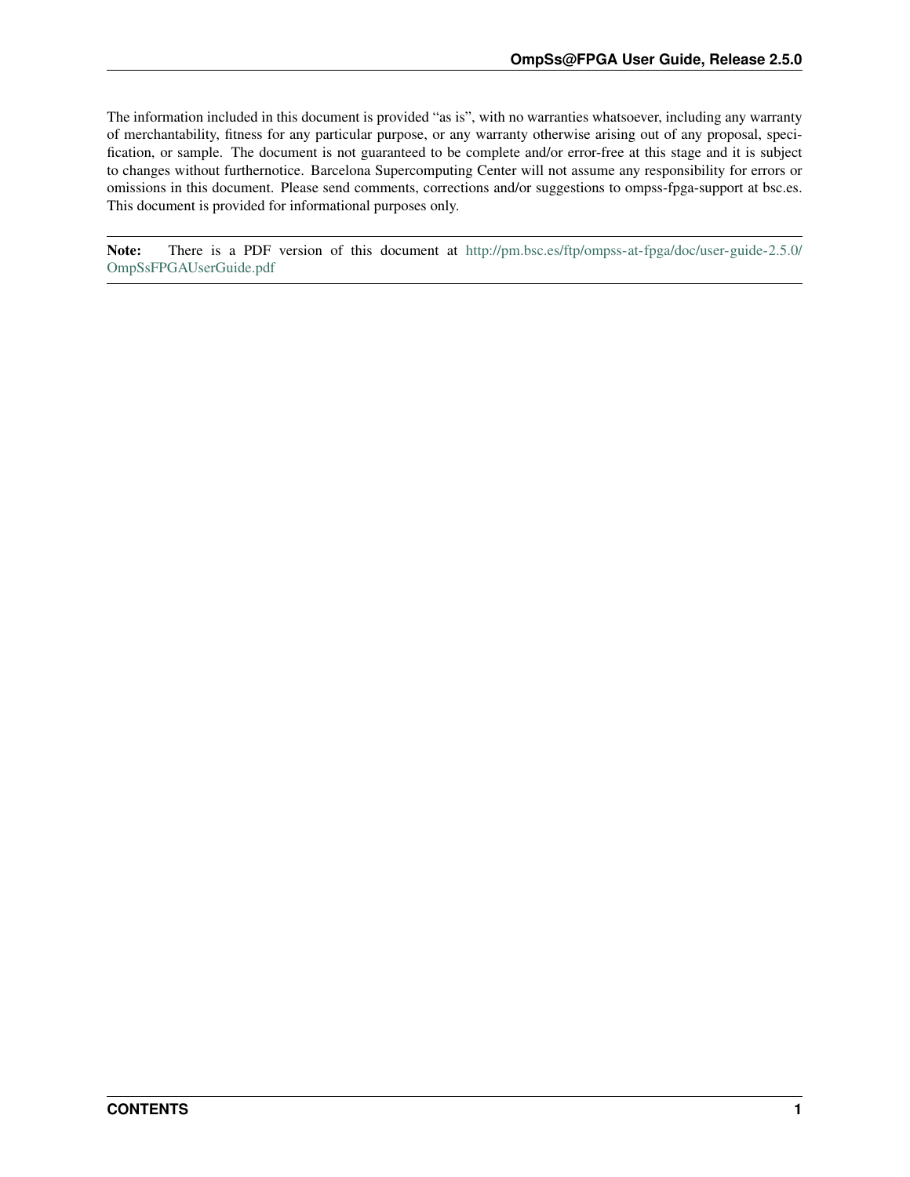The information included in this document is provided "as is", with no warranties whatsoever, including any warranty of merchantability, fitness for any particular purpose, or any warranty otherwise arising out of any proposal, specification, or sample. The document is not guaranteed to be complete and/or error-free at this stage and it is subject to changes without furthernotice. Barcelona Supercomputing Center will not assume any responsibility for errors or omissions in this document. Please send comments, corrections and/or suggestions to ompss-fpga-support at bsc.es. This document is provided for informational purposes only.

---

**Note:** There is a PDF version of this document at http://pm.bsc.es/ftp/ompss-at-fpga/doc/user-guide-2.5.0/OmpSsFPGAUserGuide.pdf

---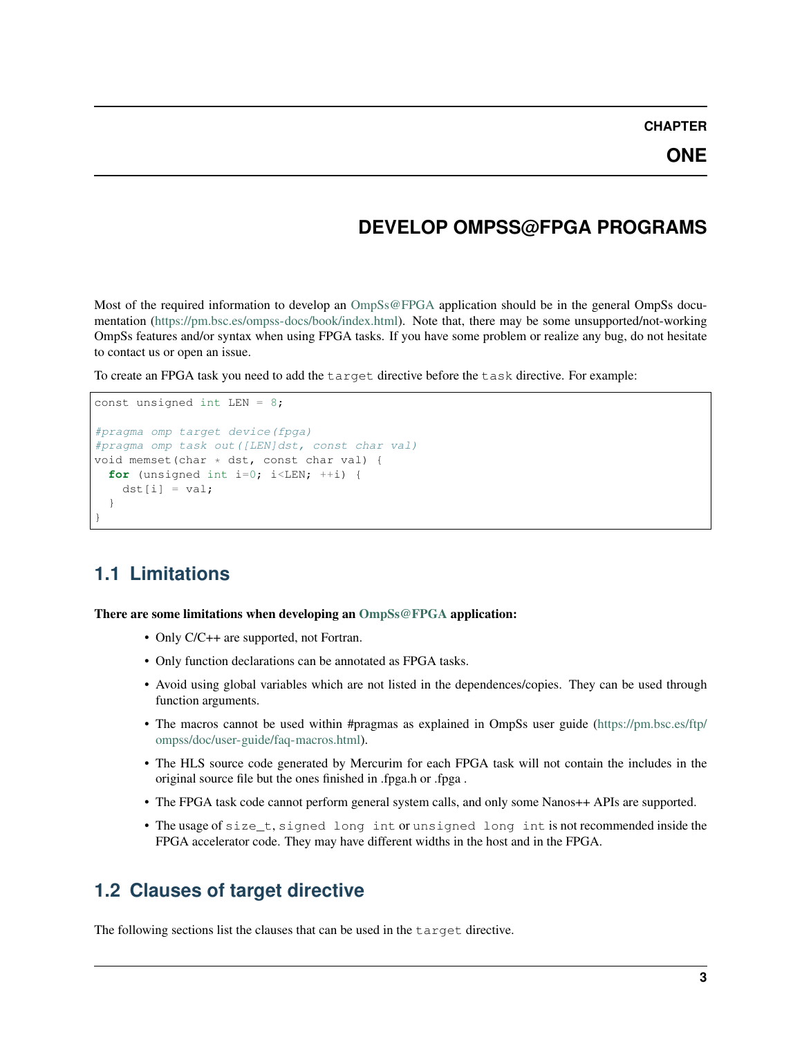# CHAPTER ONE

# DEVELOP OMPSS@FPGA PROGRAMS

Most of the required information to develop an OmpSs@FPGA application should be in the general OmpSs documentation (https://pm.bsc.es/ompss-docs/book/index.html). Note that, there may be some unsupported/not-working OmpSs features and/or syntax when using FPGA tasks. If you have some problem or realize any bug, do not hesitate to contact us or open an issue.

To create an FPGA task you need to add the `target` directive before the `task` directive. For example:

```
const unsigned int LEN = 8;

#pragma omp target device(fpga)
#pragma omp task out([LEN]dst, const char val)
void memset(char * dst, const char val) {
  for (unsigned int i=0; i<LEN; ++i) {
    dst[i] = val;
  }
}
```

## 1.1 Limitations

**There are some limitations when developing an OmpSs@FPGA application:**

- Only C/C++ are supported, not Fortran.
- Only function declarations can be annotated as FPGA tasks.
- Avoid using global variables which are not listed in the dependences/copies. They can be used through function arguments.
- The macros cannot be used within #pragmas as explained in OmpSs user guide (https://pm.bsc.es/ftp/ompss/doc/user-guide/faq-macros.html).
- The HLS source code generated by Mercurim for each FPGA task will not contain the includes in the original source file but the ones finished in .fpga.h or .fpga .
- The FPGA task code cannot perform general system calls, and only some Nanos++ APIs are supported.
- The usage of `size_t`, `signed long int` or `unsigned long int` is not recommended inside the FPGA accelerator code. They may have different widths in the host and in the FPGA.

## 1.2 Clauses of target directive

The following sections list the clauses that can be used in the `target` directive.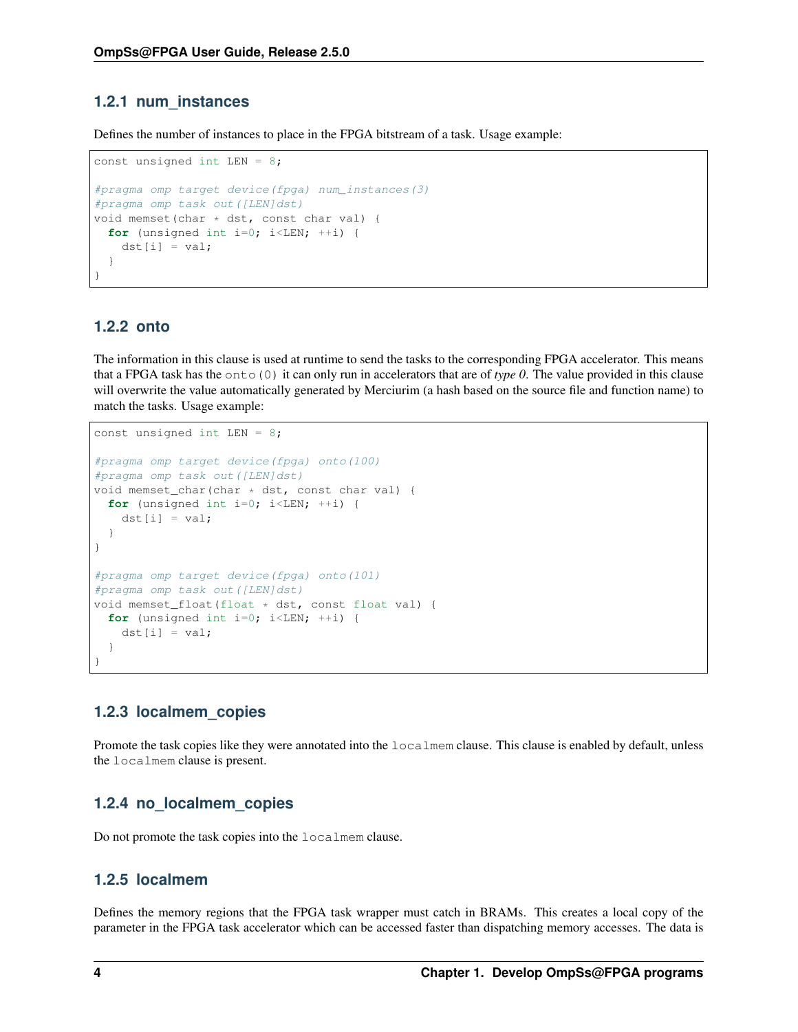### 1.2.1 num_instances

Defines the number of instances to place in the FPGA bitstream of a task. Usage example:

```
const unsigned int LEN = 8;

#pragma omp target device(fpga) num_instances(3)
#pragma omp task out([LEN]dst)
void memset(char * dst, const char val) {
  for (unsigned int i=0; i<LEN; ++i) {
    dst[i] = val;
  }
}
```

### 1.2.2 onto

The information in this clause is used at runtime to send the tasks to the corresponding FPGA accelerator. This means that a FPGA task has the `onto(0)` it can only run in accelerators that are of *type 0*. The value provided in this clause will overwrite the value automatically generated by Merciurim (a hash based on the source file and function name) to match the tasks. Usage example:

```
const unsigned int LEN = 8;

#pragma omp target device(fpga) onto(100)
#pragma omp task out([LEN]dst)
void memset_char(char * dst, const char val) {
  for (unsigned int i=0; i<LEN; ++i) {
    dst[i] = val;
  }
}

#pragma omp target device(fpga) onto(101)
#pragma omp task out([LEN]dst)
void memset_float(float * dst, const float val) {
  for (unsigned int i=0; i<LEN; ++i) {
    dst[i] = val;
  }
}
```

### 1.2.3 localmem_copies

Promote the task copies like they were annotated into the `localmem` clause. This clause is enabled by default, unless the `localmem` clause is present.

### 1.2.4 no_localmem_copies

Do not promote the task copies into the `localmem` clause.

### 1.2.5 localmem

Defines the memory regions that the FPGA task wrapper must catch in BRAMs. This creates a local copy of the parameter in the FPGA task accelerator which can be accessed faster than dispatching memory accesses. The data is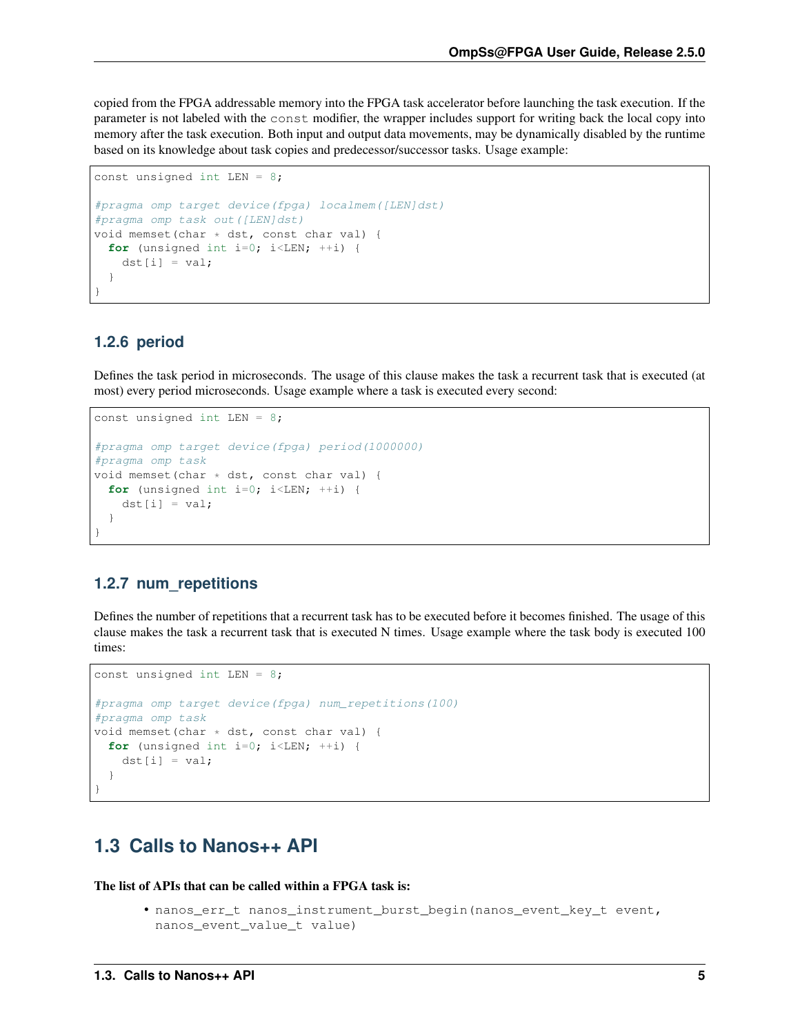copied from the FPGA addressable memory into the FPGA task accelerator before launching the task execution. If the parameter is not labeled with the `const` modifier, the wrapper includes support for writing back the local copy into memory after the task execution. Both input and output data movements, may be dynamically disabled by the runtime based on its knowledge about task copies and predecessor/successor tasks. Usage example:

```
const unsigned int LEN = 8;

#pragma omp target device(fpga) localmem([LEN]dst)
#pragma omp task out([LEN]dst)
void memset(char * dst, const char val) {
  for (unsigned int i=0; i<LEN; ++i) {
    dst[i] = val;
  }
}
```

### 1.2.6 period

Defines the task period in microseconds. The usage of this clause makes the task a recurrent task that is executed (at most) every period microseconds. Usage example where a task is executed every second:

```
const unsigned int LEN = 8;

#pragma omp target device(fpga) period(1000000)
#pragma omp task
void memset(char * dst, const char val) {
  for (unsigned int i=0; i<LEN; ++i) {
    dst[i] = val;
  }
}
```

### 1.2.7 num_repetitions

Defines the number of repetitions that a recurrent task has to be executed before it becomes finished. The usage of this clause makes the task a recurrent task that is executed N times. Usage example where the task body is executed 100 times:

```
const unsigned int LEN = 8;

#pragma omp target device(fpga) num_repetitions(100)
#pragma omp task
void memset(char * dst, const char val) {
  for (unsigned int i=0; i<LEN; ++i) {
    dst[i] = val;
  }
}
```

## 1.3 Calls to Nanos++ API

**The list of APIs that can be called within a FPGA task is:**

- `nanos_err_t nanos_instrument_burst_begin(nanos_event_key_t event, nanos_event_value_t value)`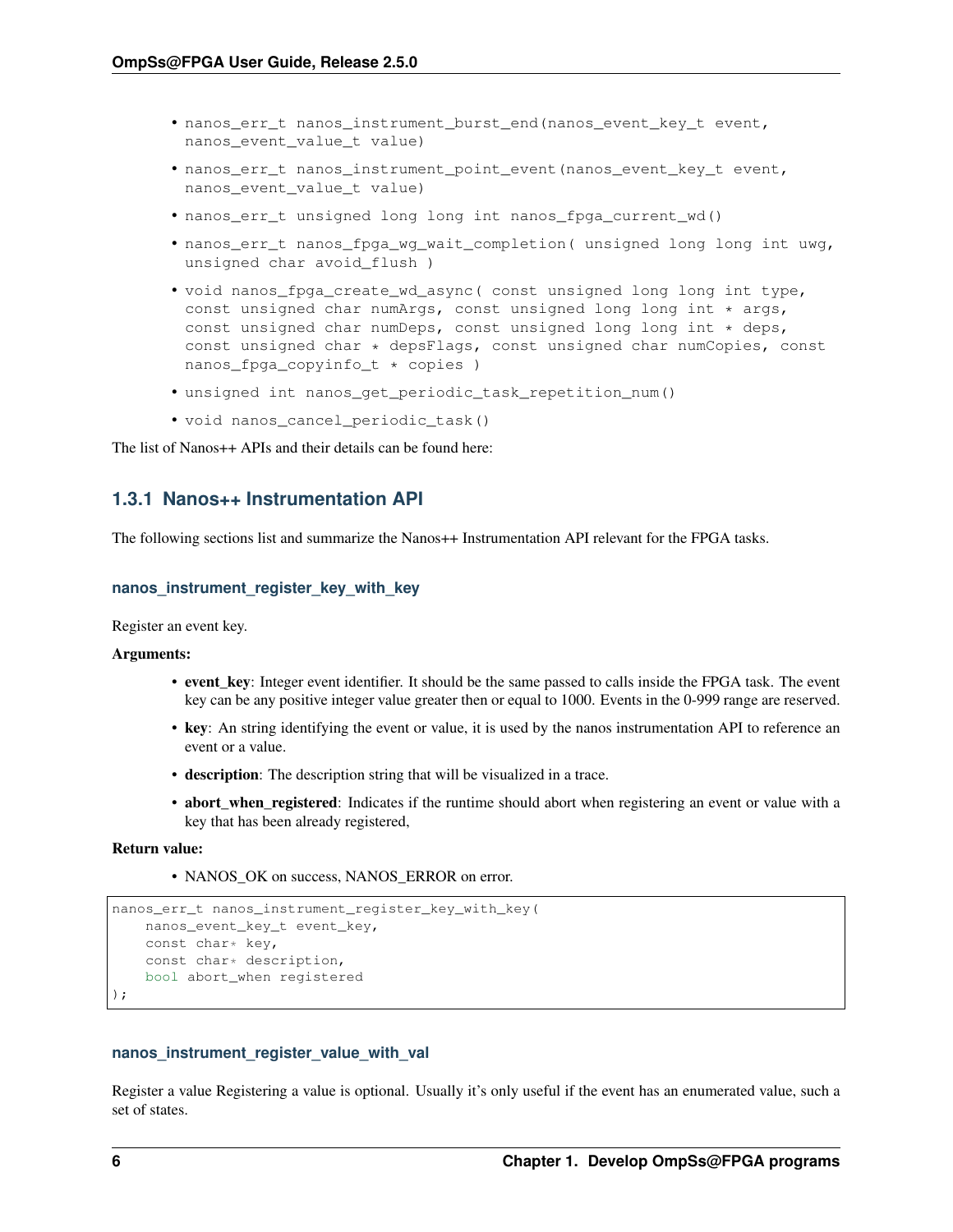- nanos_err_t nanos_instrument_burst_end(nanos_event_key_t event, nanos_event_value_t value)
- nanos_err_t nanos_instrument_point_event(nanos_event_key_t event, nanos_event_value_t value)
- nanos_err_t unsigned long long int nanos_fpga_current_wd()
- nanos_err_t nanos_fpga_wg_wait_completion( unsigned long long int uwg, unsigned char avoid_flush )
- void nanos_fpga_create_wd_async( const unsigned long long int type, const unsigned char numArgs, const unsigned long long int * args, const unsigned char numDeps, const unsigned long long int * deps, const unsigned char * depsFlags, const unsigned char numCopies, const nanos_fpga_copyinfo_t * copies )
- unsigned int nanos_get_periodic_task_repetition_num()
- void nanos_cancel_periodic_task()

The list of Nanos++ APIs and their details can be found here:

### 1.3.1 Nanos++ Instrumentation API

The following sections list and summarize the Nanos++ Instrumentation API relevant for the FPGA tasks.

#### nanos_instrument_register_key_with_key

Register an event key.

**Arguments:**

- **event_key**: Integer event identifier. It should be the same passed to calls inside the FPGA task. The event key can be any positive integer value greater then or equal to 1000. Events in the 0-999 range are reserved.
- **key**: An string identifying the event or value, it is used by the nanos instrumentation API to reference an event or a value.
- **description**: The description string that will be visualized in a trace.
- **abort_when_registered**: Indicates if the runtime should abort when registering an event or value with a key that has been already registered,

**Return value:**

- NANOS_OK on success, NANOS_ERROR on error.

```
nanos_err_t nanos_instrument_register_key_with_key(
    nanos_event_key_t event_key,
    const char* key,
    const char* description,
    bool abort_when registered
);
```

#### nanos_instrument_register_value_with_val

Register a value Registering a value is optional. Usually it's only useful if the event has an enumerated value, such a set of states.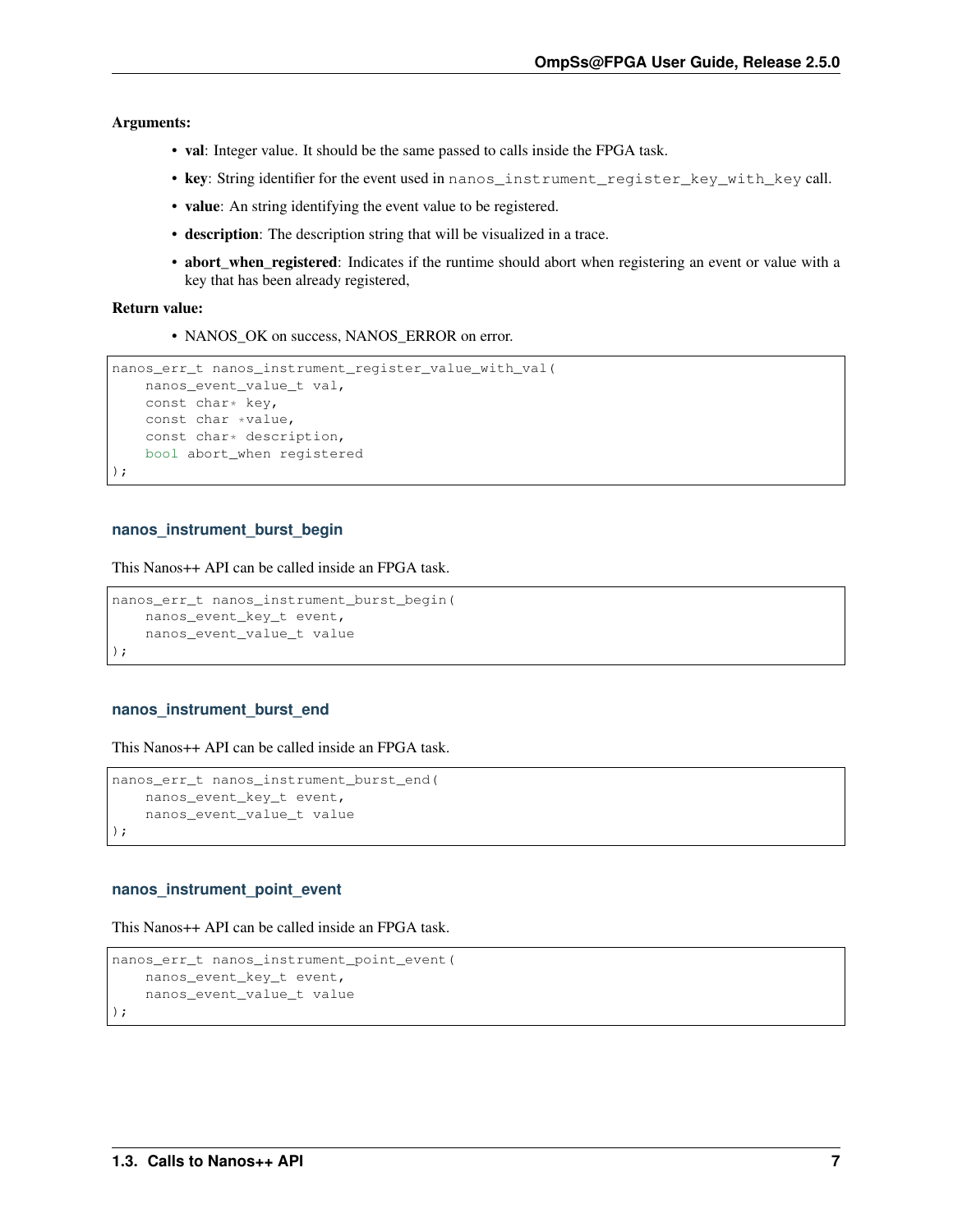**Arguments:**

- **val**: Integer value. It should be the same passed to calls inside the FPGA task.
- **key**: String identifier for the event used in `nanos_instrument_register_key_with_key` call.
- **value**: An string identifying the event value to be registered.
- **description**: The description string that will be visualized in a trace.
- **abort_when_registered**: Indicates if the runtime should abort when registering an event or value with a key that has been already registered,

**Return value:**

- NANOS_OK on success, NANOS_ERROR on error.

```
nanos_err_t nanos_instrument_register_value_with_val(
    nanos_event_value_t val,
    const char* key,
    const char *value,
    const char* description,
    bool abort_when registered
);
```

#### nanos_instrument_burst_begin

This Nanos++ API can be called inside an FPGA task.

```
nanos_err_t nanos_instrument_burst_begin(
    nanos_event_key_t event,
    nanos_event_value_t value
);
```

#### nanos_instrument_burst_end

This Nanos++ API can be called inside an FPGA task.

```
nanos_err_t nanos_instrument_burst_end(
    nanos_event_key_t event,
    nanos_event_value_t value
);
```

#### nanos_instrument_point_event

This Nanos++ API can be called inside an FPGA task.

```
nanos_err_t nanos_instrument_point_event(
    nanos_event_key_t event,
    nanos_event_value_t value
);
```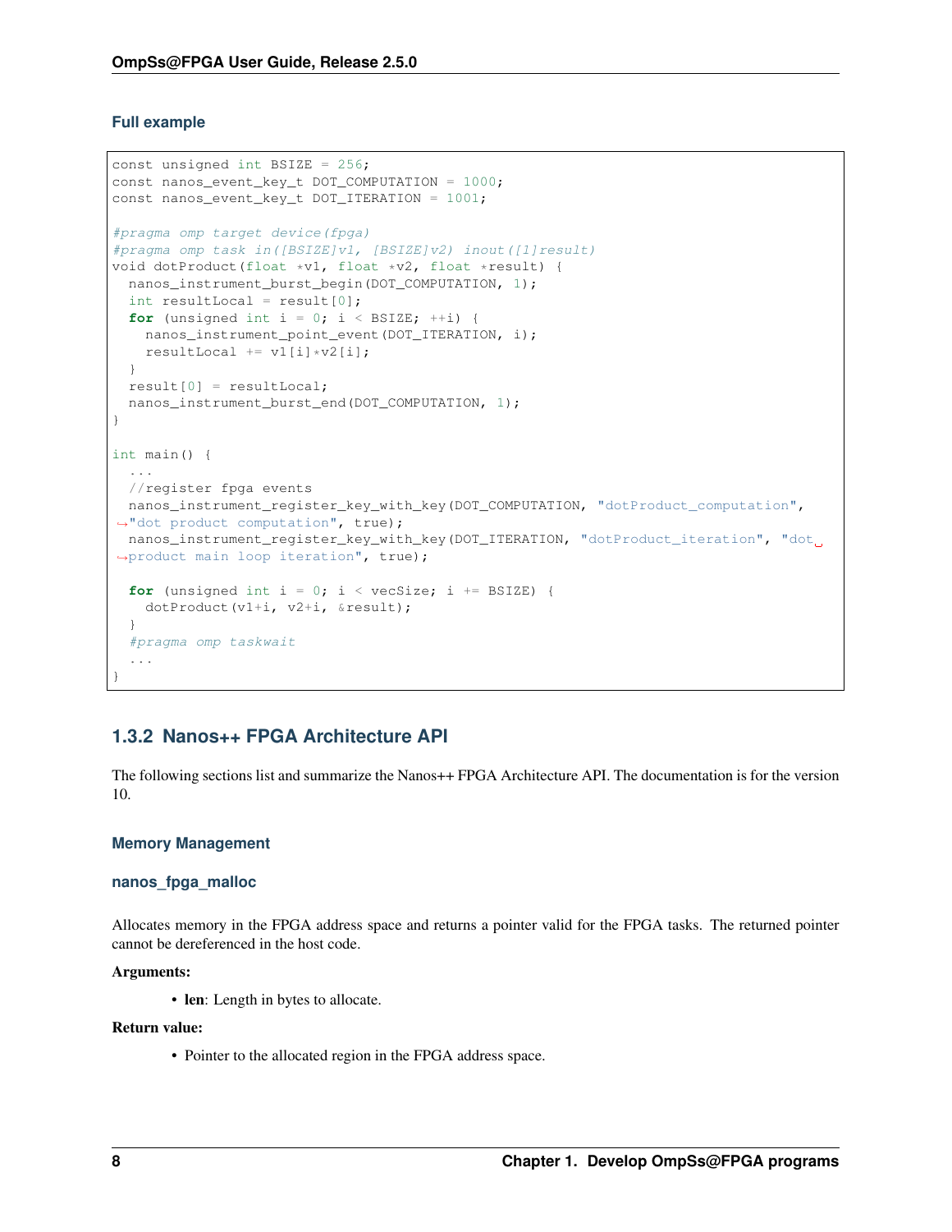#### Full example

```
const unsigned int BSIZE = 256;
const nanos_event_key_t DOT_COMPUTATION = 1000;
const nanos_event_key_t DOT_ITERATION = 1001;

#pragma omp target device(fpga)
#pragma omp task in([BSIZE]v1, [BSIZE]v2) inout([1]result)
void dotProduct(float *v1, float *v2, float *result) {
  nanos_instrument_burst_begin(DOT_COMPUTATION, 1);
  int resultLocal = result[0];
  for (unsigned int i = 0; i < BSIZE; ++i) {
    nanos_instrument_point_event(DOT_ITERATION, i);
    resultLocal += v1[i]*v2[i];
  }
  result[0] = resultLocal;
  nanos_instrument_burst_end(DOT_COMPUTATION, 1);
}

int main() {
  ...
  //register fpga events
  nanos_instrument_register_key_with_key(DOT_COMPUTATION, "dotProduct_computation", "dot product computation", true);
  nanos_instrument_register_key_with_key(DOT_ITERATION, "dotProduct_iteration", "dot product main loop iteration", true);

  for (unsigned int i = 0; i < vecSize; i += BSIZE) {
    dotProduct(v1+i, v2+i, &result);
  }
  #pragma omp taskwait
  ...
}
```

### 1.3.2 Nanos++ FPGA Architecture API

The following sections list and summarize the Nanos++ FPGA Architecture API. The documentation is for the version 10.

#### Memory Management

##### nanos_fpga_malloc

Allocates memory in the FPGA address space and returns a pointer valid for the FPGA tasks. The returned pointer cannot be dereferenced in the host code.

**Arguments:**

- **len**: Length in bytes to allocate.

**Return value:**

- Pointer to the allocated region in the FPGA address space.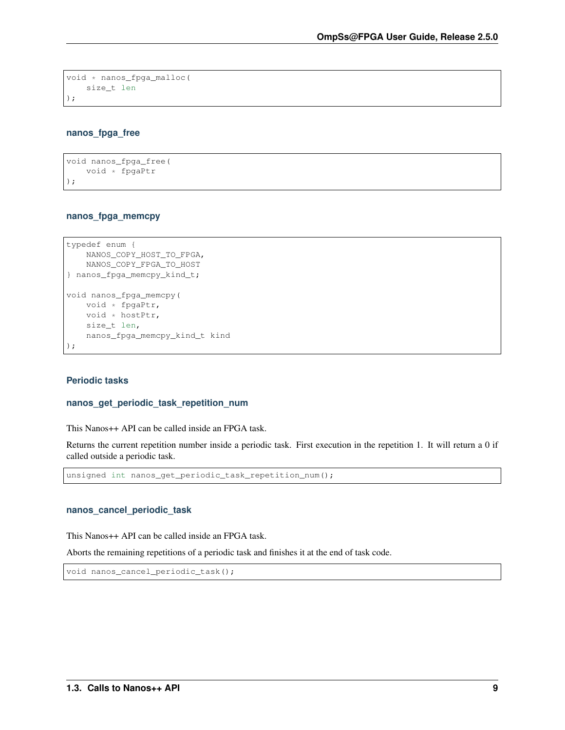```
void * nanos_fpga_malloc(
    size_t len
);
```

#### nanos_fpga_free

```
void nanos_fpga_free(
    void * fpgaPtr
);
```

#### nanos_fpga_memcpy

```
typedef enum {
    NANOS_COPY_HOST_TO_FPGA,
    NANOS_COPY_FPGA_TO_HOST
} nanos_fpga_memcpy_kind_t;

void nanos_fpga_memcpy(
    void * fpgaPtr,
    void * hostPtr,
    size_t len,
    nanos_fpga_memcpy_kind_t kind
);
```

### Periodic tasks

#### nanos_get_periodic_task_repetition_num

This Nanos++ API can be called inside an FPGA task.

Returns the current repetition number inside a periodic task. First execution in the repetition 1. It will return a 0 if called outside a periodic task.

```
unsigned int nanos_get_periodic_task_repetition_num();
```

#### nanos_cancel_periodic_task

This Nanos++ API can be called inside an FPGA task.

Aborts the remaining repetitions of a periodic task and finishes it at the end of task code.

```
void nanos_cancel_periodic_task();
```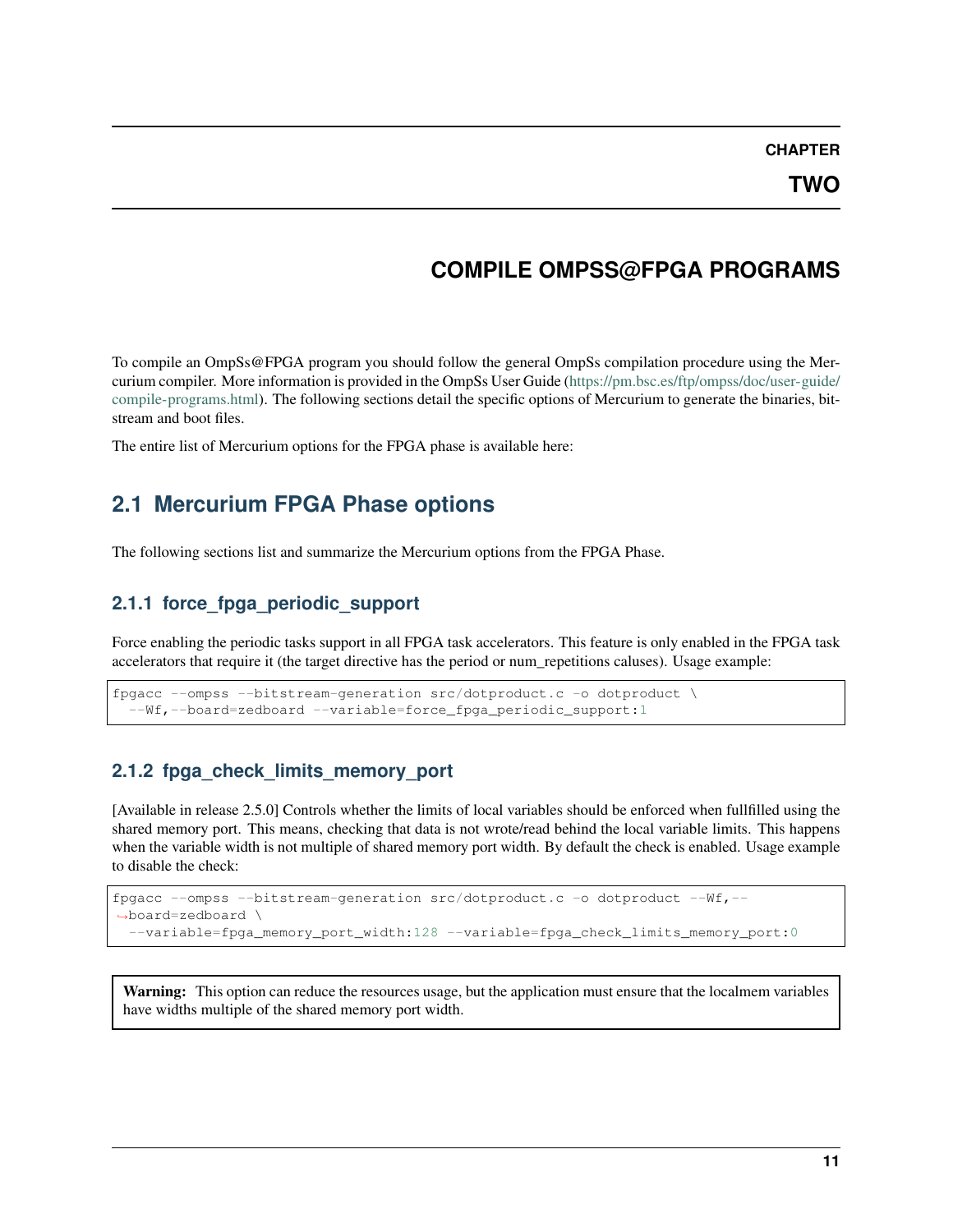# CHAPTER TWO

# COMPILE OMPSS@FPGA PROGRAMS

To compile an OmpSs@FPGA program you should follow the general OmpSs compilation procedure using the Mercurium compiler. More information is provided in the OmpSs User Guide (https://pm.bsc.es/ftp/ompss/doc/user-guide/compile-programs.html). The following sections detail the specific options of Mercurium to generate the binaries, bitstream and boot files.

The entire list of Mercurium options for the FPGA phase is available here:

## 2.1 Mercurium FPGA Phase options

The following sections list and summarize the Mercurium options from the FPGA Phase.

### 2.1.1 force_fpga_periodic_support

Force enabling the periodic tasks support in all FPGA task accelerators. This feature is only enabled in the FPGA task accelerators that require it (the target directive has the period or num_repetitions caluses). Usage example:

```
fpgacc --ompss --bitstream-generation src/dotproduct.c -o dotproduct \
  --Wf,--board=zedboard --variable=force_fpga_periodic_support:1
```

### 2.1.2 fpga_check_limits_memory_port

[Available in release 2.5.0] Controls whether the limits of local variables should be enforced when fullfilled using the shared memory port. This means, checking that data is not wrote/read behind the local variable limits. This happens when the variable width is not multiple of shared memory port width. By default the check is enabled. Usage example to disable the check:

```
fpgacc --ompss --bitstream-generation src/dotproduct.c -o dotproduct --Wf,--board=zedboard \
  --variable=fpga_memory_port_width:128 --variable=fpga_check_limits_memory_port:0
```

> **Warning:** This option can reduce the resources usage, but the application must ensure that the localmem variables have widths multiple of the shared memory port width.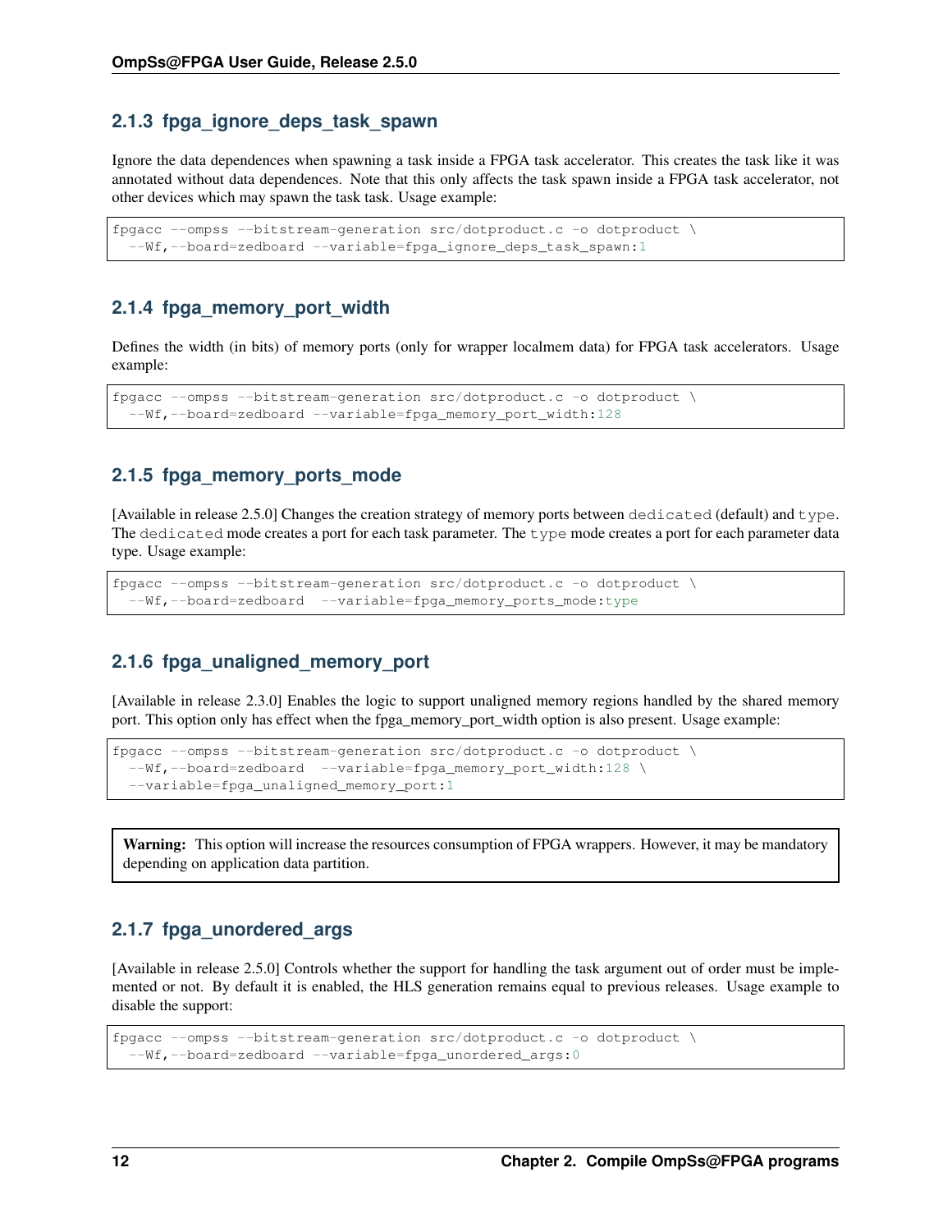### 2.1.3 fpga_ignore_deps_task_spawn

Ignore the data dependences when spawning a task inside a FPGA task accelerator. This creates the task like it was annotated without data dependences. Note that this only affects the task spawn inside a FPGA task accelerator, not other devices which may spawn the task task. Usage example:

```
fpgacc --ompss --bitstream-generation src/dotproduct.c -o dotproduct \
  --Wf,--board=zedboard --variable=fpga_ignore_deps_task_spawn:1
```

### 2.1.4 fpga_memory_port_width

Defines the width (in bits) of memory ports (only for wrapper localmem data) for FPGA task accelerators. Usage example:

```
fpgacc --ompss --bitstream-generation src/dotproduct.c -o dotproduct \
  --Wf,--board=zedboard --variable=fpga_memory_port_width:128
```

### 2.1.5 fpga_memory_ports_mode

[Available in release 2.5.0] Changes the creation strategy of memory ports between `dedicated` (default) and `type`. The `dedicated` mode creates a port for each task parameter. The `type` mode creates a port for each parameter data type. Usage example:

```
fpgacc --ompss --bitstream-generation src/dotproduct.c -o dotproduct \
  --Wf,--board=zedboard  --variable=fpga_memory_ports_mode:type
```

### 2.1.6 fpga_unaligned_memory_port

[Available in release 2.3.0] Enables the logic to support unaligned memory regions handled by the shared memory port. This option only has effect when the fpga_memory_port_width option is also present. Usage example:

```
fpgacc --ompss --bitstream-generation src/dotproduct.c -o dotproduct \
  --Wf,--board=zedboard  --variable=fpga_memory_port_width:128 \
  --variable=fpga_unaligned_memory_port:1
```

> **Warning:** This option will increase the resources consumption of FPGA wrappers. However, it may be mandatory depending on application data partition.

### 2.1.7 fpga_unordered_args

[Available in release 2.5.0] Controls whether the support for handling the task argument out of order must be implemented or not. By default it is enabled, the HLS generation remains equal to previous releases. Usage example to disable the support:

```
fpgacc --ompss --bitstream-generation src/dotproduct.c -o dotproduct \
  --Wf,--board=zedboard --variable=fpga_unordered_args:0
```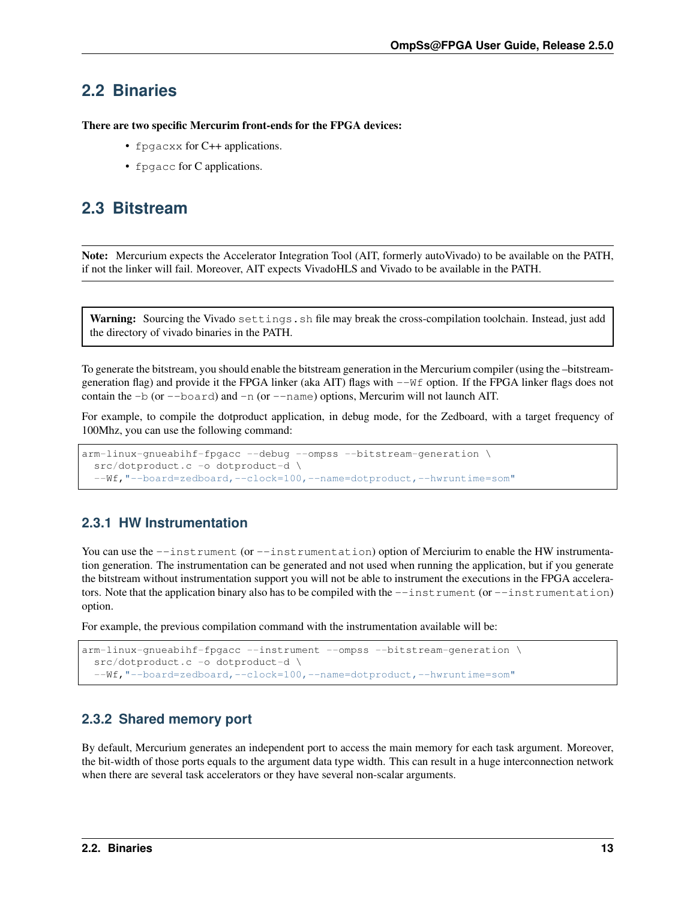## 2.2 Binaries

**There are two specific Mercurim front-ends for the FPGA devices:**

- `fpgacxx` for C++ applications.
- `fpgacc` for C applications.

## 2.3 Bitstream

**Note:** Mercurium expects the Accelerator Integration Tool (AIT, formerly autoVivado) to be available on the PATH, if not the linker will fail. Moreover, AIT expects VivadoHLS and Vivado to be available in the PATH.

**Warning:** Sourcing the Vivado `settings.sh` file may break the cross-compilation toolchain. Instead, just add the directory of vivado binaries in the PATH.

To generate the bitstream, you should enable the bitstream generation in the Mercurium compiler (using the –bitstream-generation flag) and provide it the FPGA linker (aka AIT) flags with `--Wf` option. If the FPGA linker flags does not contain the `-b` (or `--board`) and `-n` (or `--name`) options, Mercurim will not launch AIT.

For example, to compile the dotproduct application, in debug mode, for the Zedboard, with a target frequency of 100Mhz, you can use the following command:

```
arm-linux-gnueabihf-fpgacc --debug --ompss --bitstream-generation \
  src/dotproduct.c -o dotproduct-d \
  --Wf,"--board=zedboard,--clock=100,--name=dotproduct,--hwruntime=som"
```

### 2.3.1 HW Instrumentation

You can use the `--instrument` (or `--instrumentation`) option of Merciurim to enable the HW instrumentation generation. The instrumentation can be generated and not used when running the application, but if you generate the bitstream without instrumentation support you will not be able to instrument the executions in the FPGA accelerators. Note that the application binary also has to be compiled with the `--instrument` (or `--instrumentation`) option.

For example, the previous compilation command with the instrumentation available will be:

```
arm-linux-gnueabihf-fpgacc --instrument --ompss --bitstream-generation \
  src/dotproduct.c -o dotproduct-d \
  --Wf,"--board=zedboard,--clock=100,--name=dotproduct,--hwruntime=som"
```

### 2.3.2 Shared memory port

By default, Mercurium generates an independent port to access the main memory for each task argument. Moreover, the bit-width of those ports equals to the argument data type width. This can result in a huge interconnection network when there are several task accelerators or they have several non-scalar arguments.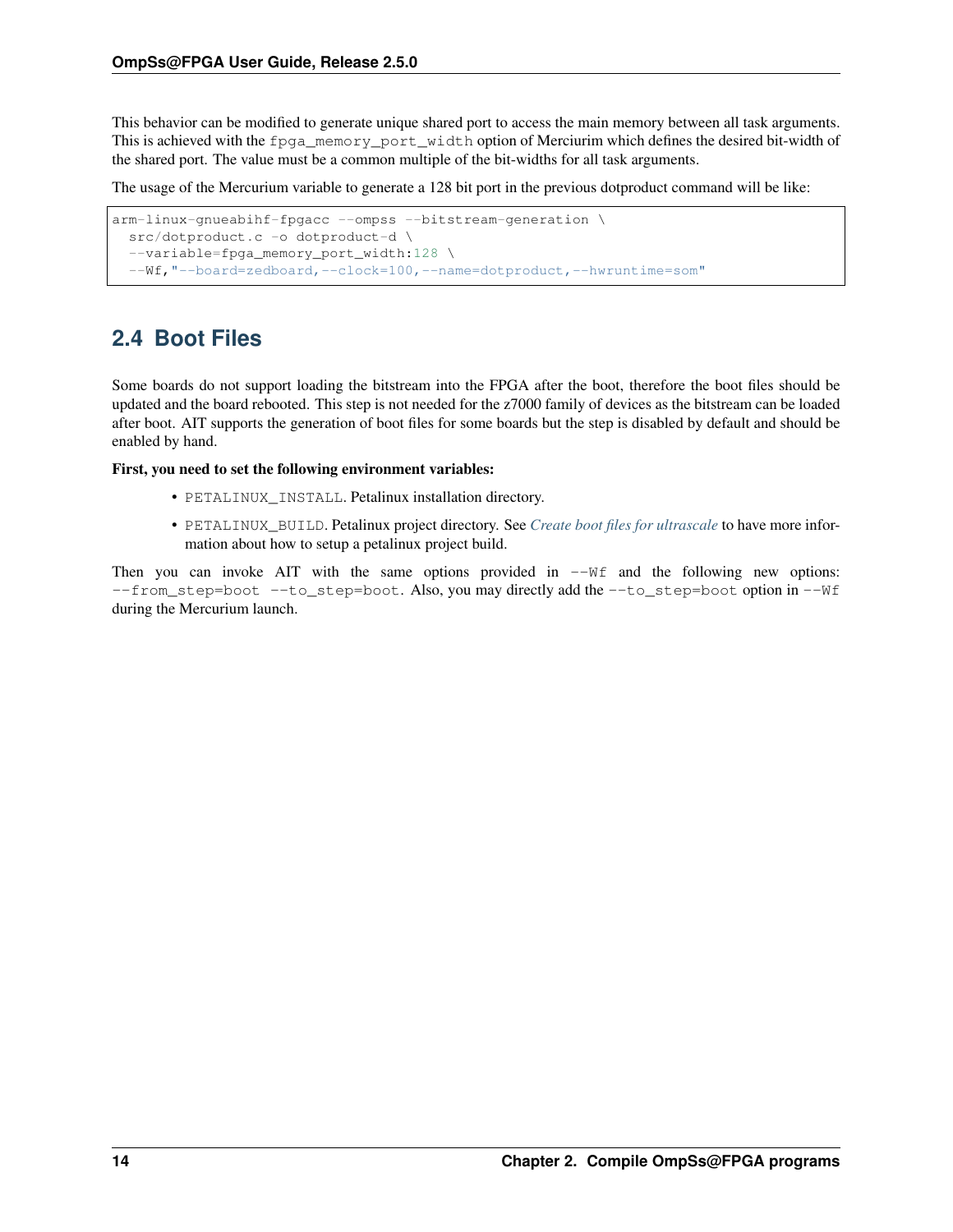This behavior can be modified to generate unique shared port to access the main memory between all task arguments. This is achieved with the `fpga_memory_port_width` option of Merciurim which defines the desired bit-width of the shared port. The value must be a common multiple of the bit-widths for all task arguments.

The usage of the Mercurium variable to generate a 128 bit port in the previous dotproduct command will be like:

```
arm-linux-gnueabihf-fpgacc --ompss --bitstream-generation \
  src/dotproduct.c -o dotproduct-d \
  --variable=fpga_memory_port_width:128 \
  --Wf,"--board=zedboard,--clock=100,--name=dotproduct,--hwruntime=som"
```

## 2.4 Boot Files

Some boards do not support loading the bitstream into the FPGA after the boot, therefore the boot files should be updated and the board rebooted. This step is not needed for the z7000 family of devices as the bitstream can be loaded after boot. AIT supports the generation of boot files for some boards but the step is disabled by default and should be enabled by hand.

**First, you need to set the following environment variables:**

- `PETALINUX_INSTALL`. Petalinux installation directory.
- `PETALINUX_BUILD`. Petalinux project directory. See *Create boot files for ultrascale* to have more information about how to setup a petalinux project build.

Then you can invoke AIT with the same options provided in `--Wf` and the following new options: `--from_step=boot --to_step=boot`. Also, you may directly add the `--to_step=boot` option in `--Wf` during the Mercurium launch.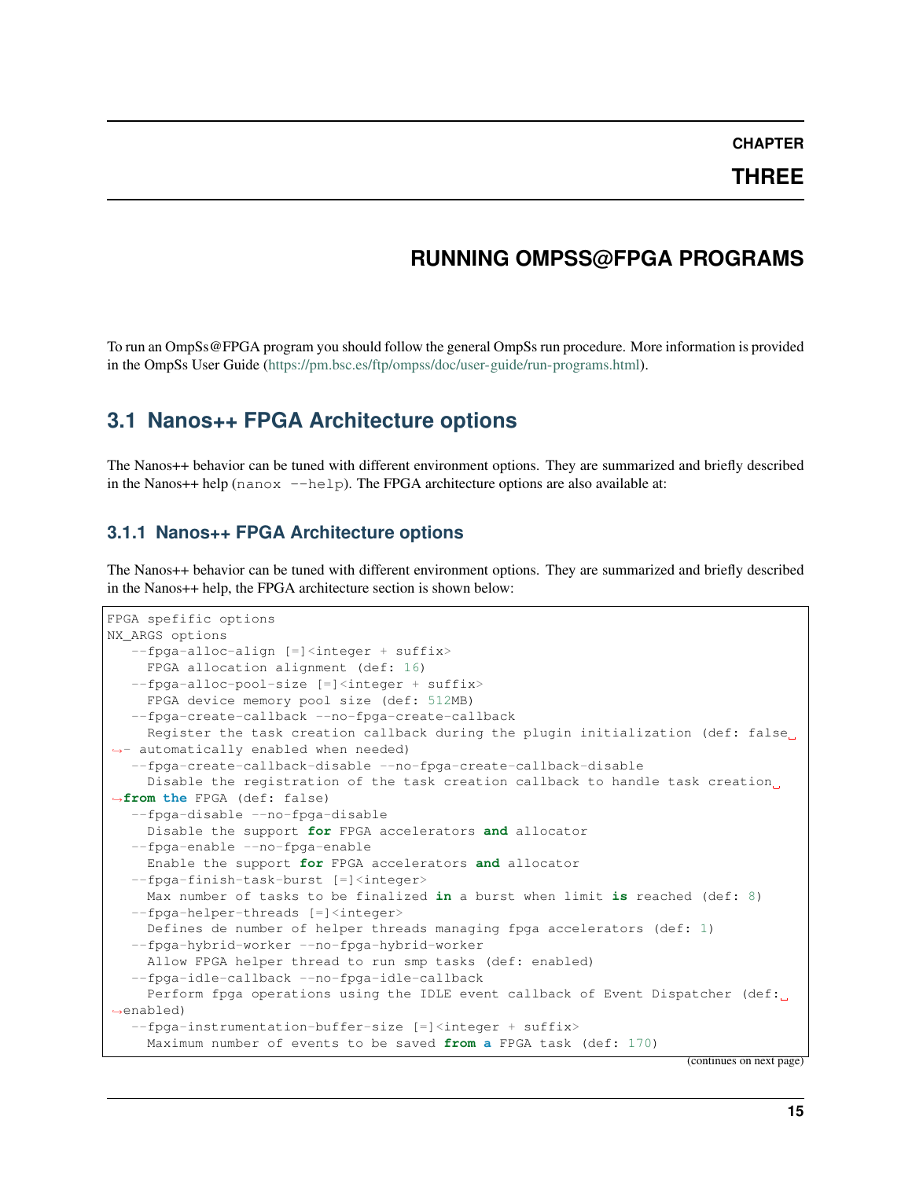# CHAPTER THREE

# RUNNING OMPSS@FPGA PROGRAMS

To run an OmpSs@FPGA program you should follow the general OmpSs run procedure. More information is provided in the OmpSs User Guide (https://pm.bsc.es/ftp/ompss/doc/user-guide/run-programs.html).

## 3.1 Nanos++ FPGA Architecture options

The Nanos++ behavior can be tuned with different environment options. They are summarized and briefly described in the Nanos++ help (`nanox --help`). The FPGA architecture options are also available at:

### 3.1.1 Nanos++ FPGA Architecture options

The Nanos++ behavior can be tuned with different environment options. They are summarized and briefly described in the Nanos++ help, the FPGA architecture section is shown below:

```
FPGA spefific options
NX_ARGS options
   --fpga-alloc-align [=]<integer + suffix>
     FPGA allocation alignment (def: 16)
   --fpga-alloc-pool-size [=]<integer + suffix>
     FPGA device memory pool size (def: 512MB)
   --fpga-create-callback --no-fpga-create-callback
     Register the task creation callback during the plugin initialization (def: false␣
↪- automatically enabled when needed)
   --fpga-create-callback-disable --no-fpga-create-callback-disable
     Disable the registration of the task creation callback to handle task creation␣
↪from the FPGA (def: false)
   --fpga-disable --no-fpga-disable
     Disable the support for FPGA accelerators and allocator
   --fpga-enable --no-fpga-enable
     Enable the support for FPGA accelerators and allocator
   --fpga-finish-task-burst [=]<integer>
     Max number of tasks to be finalized in a burst when limit is reached (def: 8)
   --fpga-helper-threads [=]<integer>
     Defines de number of helper threads managing fpga accelerators (def: 1)
   --fpga-hybrid-worker --no-fpga-hybrid-worker
     Allow FPGA helper thread to run smp tasks (def: enabled)
   --fpga-idle-callback --no-fpga-idle-callback
     Perform fpga operations using the IDLE event callback of Event Dispatcher (def:␣
↪enabled)
   --fpga-instrumentation-buffer-size [=]<integer + suffix>
     Maximum number of events to be saved from a FPGA task (def: 170)
```

(continues on next page)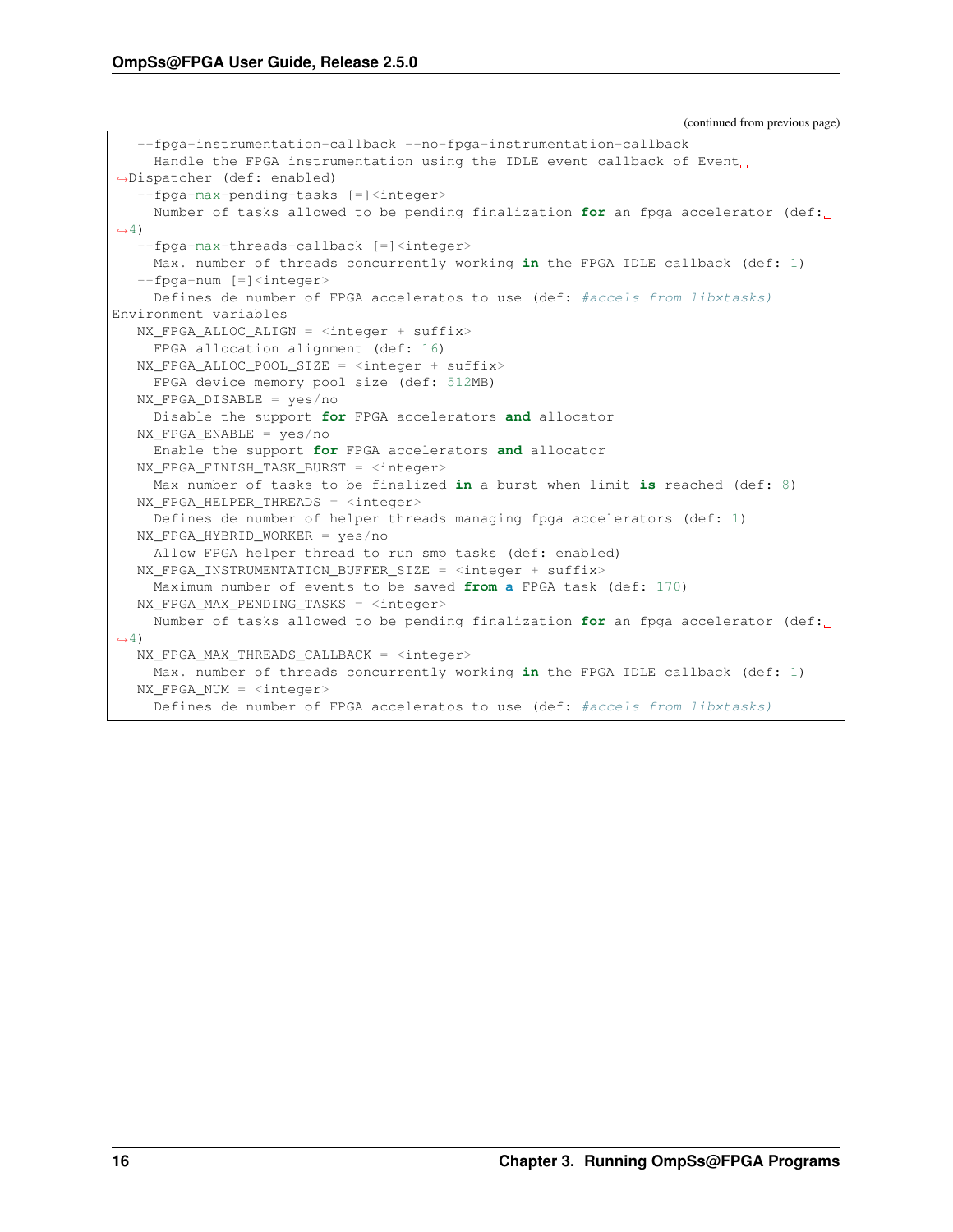(continued from previous page)

```
   --fpga-instrumentation-callback --no-fpga-instrumentation-callback
     Handle the FPGA instrumentation using the IDLE event callback of Event␣
↪Dispatcher (def: enabled)
   --fpga-max-pending-tasks [=]<integer>
     Number of tasks allowed to be pending finalization for an fpga accelerator (def:␣
↪4)
   --fpga-max-threads-callback [=]<integer>
     Max. number of threads concurrently working in the FPGA IDLE callback (def: 1)
   --fpga-num [=]<integer>
     Defines de number of FPGA acceleratos to use (def: #accels from libxtasks)
Environment variables
   NX_FPGA_ALLOC_ALIGN = <integer + suffix>
     FPGA allocation alignment (def: 16)
   NX_FPGA_ALLOC_POOL_SIZE = <integer + suffix>
     FPGA device memory pool size (def: 512MB)
   NX_FPGA_DISABLE = yes/no
     Disable the support for FPGA accelerators and allocator
   NX_FPGA_ENABLE = yes/no
     Enable the support for FPGA accelerators and allocator
   NX_FPGA_FINISH_TASK_BURST = <integer>
     Max number of tasks to be finalized in a burst when limit is reached (def: 8)
   NX_FPGA_HELPER_THREADS = <integer>
     Defines de number of helper threads managing fpga accelerators (def: 1)
   NX_FPGA_HYBRID_WORKER = yes/no
     Allow FPGA helper thread to run smp tasks (def: enabled)
   NX_FPGA_INSTRUMENTATION_BUFFER_SIZE = <integer + suffix>
     Maximum number of events to be saved from a FPGA task (def: 170)
   NX_FPGA_MAX_PENDING_TASKS = <integer>
     Number of tasks allowed to be pending finalization for an fpga accelerator (def:␣
↪4)
   NX_FPGA_MAX_THREADS_CALLBACK = <integer>
     Max. number of threads concurrently working in the FPGA IDLE callback (def: 1)
   NX_FPGA_NUM = <integer>
     Defines de number of FPGA acceleratos to use (def: #accels from libxtasks)
```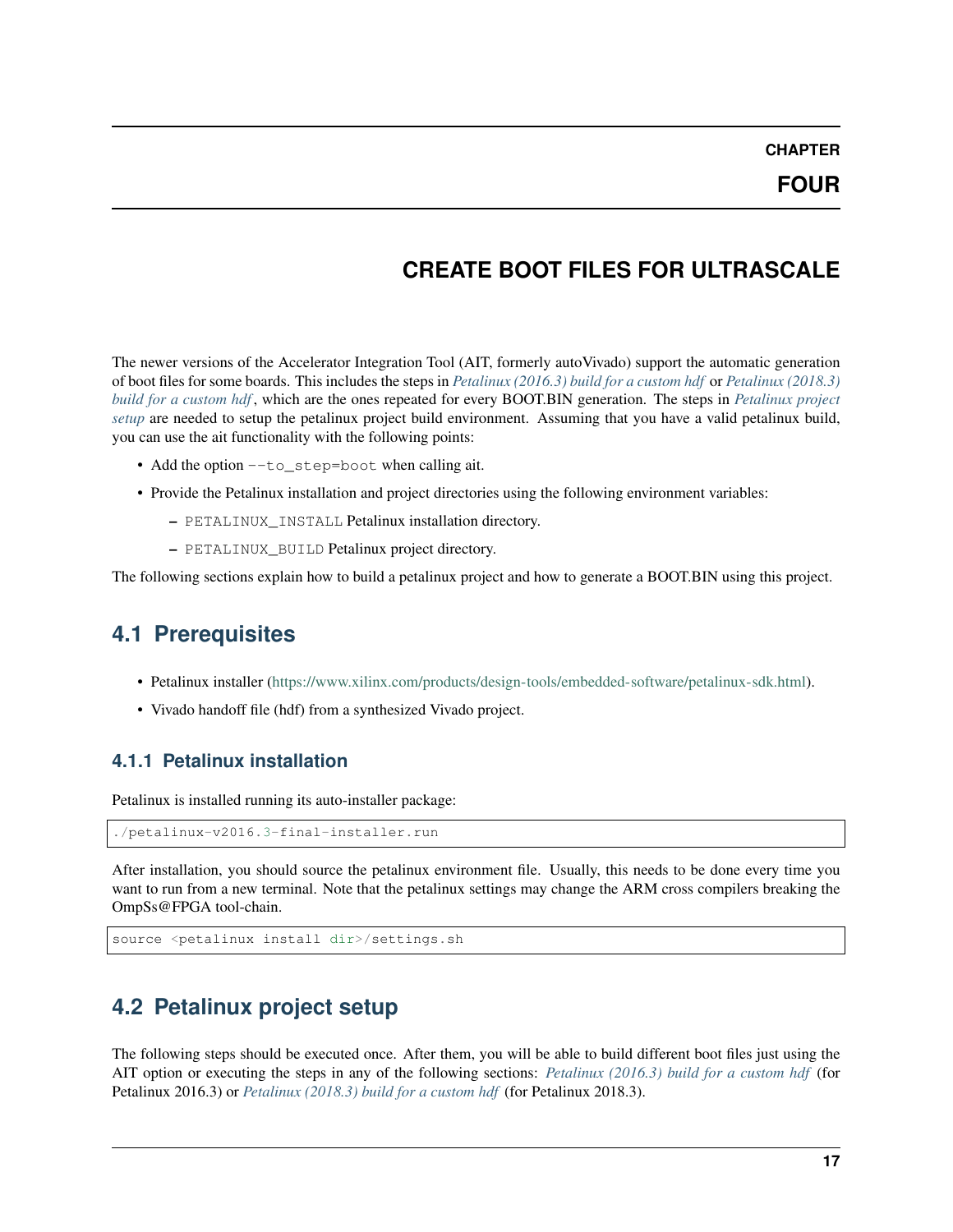# CHAPTER FOUR

# CREATE BOOT FILES FOR ULTRASCALE

The newer versions of the Accelerator Integration Tool (AIT, formerly autoVivado) support the automatic generation of boot files for some boards. This includes the steps in *Petalinux (2016.3) build for a custom hdf* or *Petalinux (2018.3) build for a custom hdf*, which are the ones repeated for every BOOT.BIN generation. The steps in *Petalinux project setup* are needed to setup the petalinux project build environment. Assuming that you have a valid petalinux build, you can use the ait functionality with the following points:

- Add the option `--to_step=boot` when calling ait.
- Provide the Petalinux installation and project directories using the following environment variables:
  - `PETALINUX_INSTALL` Petalinux installation directory.
  - `PETALINUX_BUILD` Petalinux project directory.

The following sections explain how to build a petalinux project and how to generate a BOOT.BIN using this project.

## 4.1 Prerequisites

- Petalinux installer (https://www.xilinx.com/products/design-tools/embedded-software/petalinux-sdk.html).
- Vivado handoff file (hdf) from a synthesized Vivado project.

### 4.1.1 Petalinux installation

Petalinux is installed running its auto-installer package:

```
./petalinux-v2016.3-final-installer.run
```

After installation, you should source the petalinux environment file. Usually, this needs to be done every time you want to run from a new terminal. Note that the petalinux settings may change the ARM cross compilers breaking the OmpSs@FPGA tool-chain.

```
source <petalinux install dir>/settings.sh
```

## 4.2 Petalinux project setup

The following steps should be executed once. After them, you will be able to build different boot files just using the AIT option or executing the steps in any of the following sections: *Petalinux (2016.3) build for a custom hdf* (for Petalinux 2016.3) or *Petalinux (2018.3) build for a custom hdf* (for Petalinux 2018.3).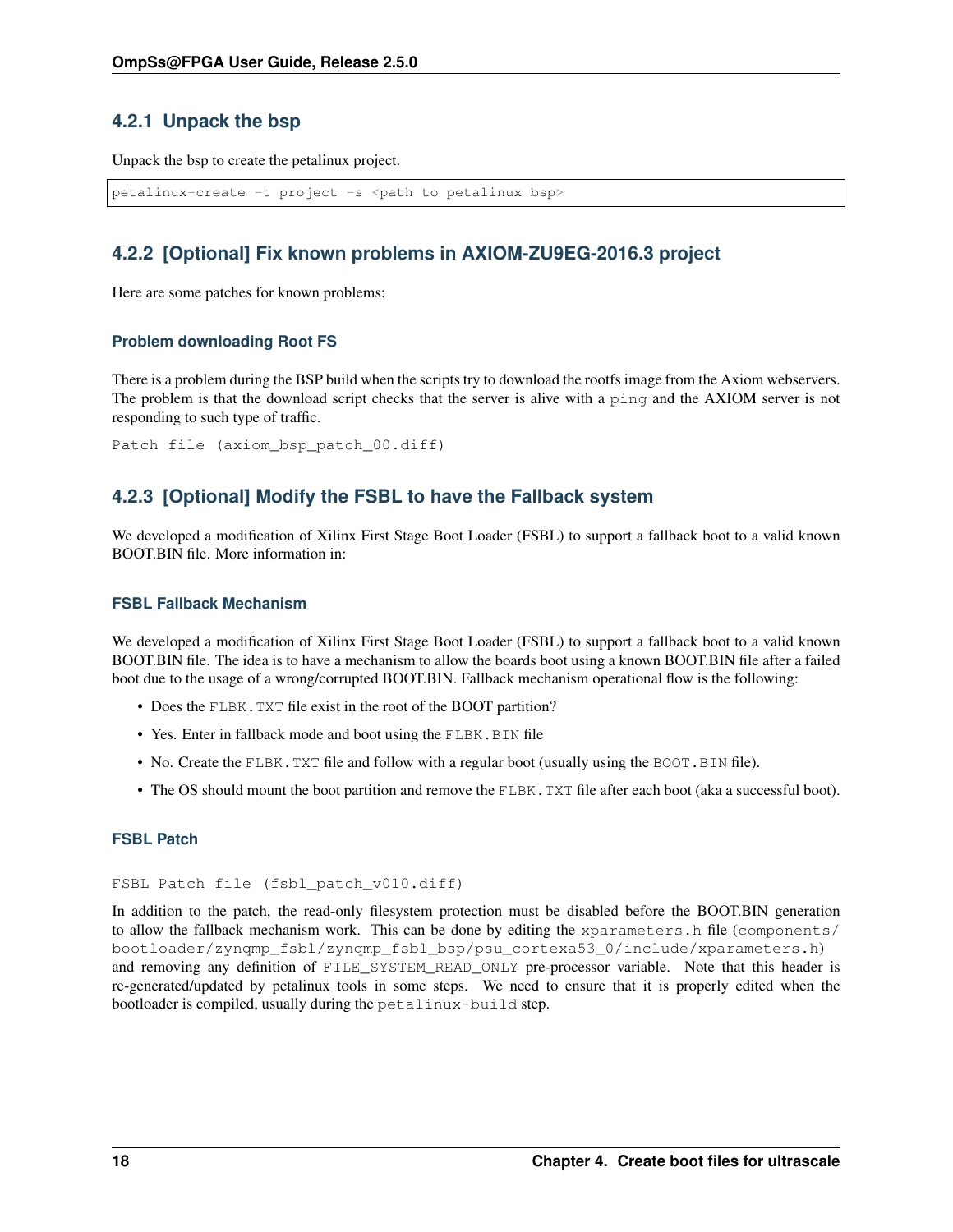### 4.2.1 Unpack the bsp

Unpack the bsp to create the petalinux project.

```
petalinux-create -t project -s <path to petalinux bsp>
```

### 4.2.2 [Optional] Fix known problems in AXIOM-ZU9EG-2016.3 project

Here are some patches for known problems:

#### Problem downloading Root FS

There is a problem during the BSP build when the scripts try to download the rootfs image from the Axiom webservers. The problem is that the download script checks that the server is alive with a `ping` and the AXIOM server is not responding to such type of traffic.

`Patch file (axiom_bsp_patch_00.diff)`

### 4.2.3 [Optional] Modify the FSBL to have the Fallback system

We developed a modification of Xilinx First Stage Boot Loader (FSBL) to support a fallback boot to a valid known BOOT.BIN file. More information in:

#### FSBL Fallback Mechanism

We developed a modification of Xilinx First Stage Boot Loader (FSBL) to support a fallback boot to a valid known BOOT.BIN file. The idea is to have a mechanism to allow the boards boot using a known BOOT.BIN file after a failed boot due to the usage of a wrong/corrupted BOOT.BIN. Fallback mechanism operational flow is the following:

- Does the `FLBK.TXT` file exist in the root of the BOOT partition?
- Yes. Enter in fallback mode and boot using the `FLBK.BIN` file
- No. Create the `FLBK.TXT` file and follow with a regular boot (usually using the `BOOT.BIN` file).
- The OS should mount the boot partition and remove the `FLBK.TXT` file after each boot (aka a successful boot).

#### FSBL Patch

`FSBL Patch file (fsbl_patch_v010.diff)`

In addition to the patch, the read-only filesystem protection must be disabled before the BOOT.BIN generation to allow the fallback mechanism work. This can be done by editing the `xparameters.h` file (`components/bootloader/zynqmp_fsbl/zynqmp_fsbl_bsp/psu_cortexa53_0/include/xparameters.h`) and removing any definition of `FILE_SYSTEM_READ_ONLY` pre-processor variable. Note that this header is re-generated/updated by petalinux tools in some steps. We need to ensure that it is properly edited when the bootloader is compiled, usually during the `petalinux-build` step.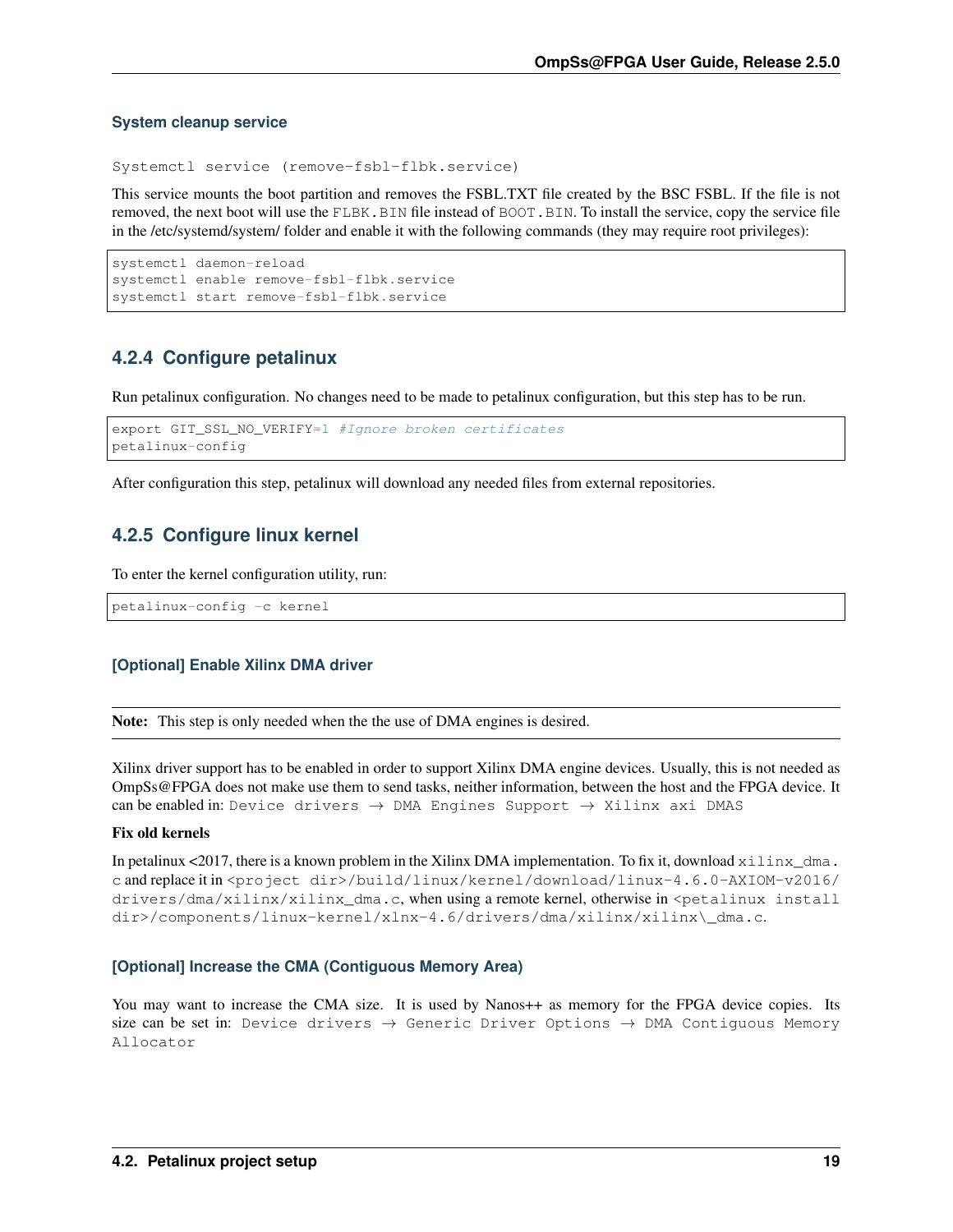#### System cleanup service

```
Systemctl service (remove-fsbl-flbk.service)
```

This service mounts the boot partition and removes the FSBL.TXT file created by the BSC FSBL. If the file is not removed, the next boot will use the `FLBK.BIN` file instead of `BOOT.BIN`. To install the service, copy the service file in the /etc/systemd/system/ folder and enable it with the following commands (they may require root privileges):

```
systemctl daemon-reload
systemctl enable remove-fsbl-flbk.service
systemctl start remove-fsbl-flbk.service
```

### 4.2.4 Configure petalinux

Run petalinux configuration. No changes need to be made to petalinux configuration, but this step has to be run.

```
export GIT_SSL_NO_VERIFY=1 #Ignore broken certificates
petalinux-config
```

After configuration this step, petalinux will download any needed files from external repositories.

### 4.2.5 Configure linux kernel

To enter the kernel configuration utility, run:

```
petalinux-config -c kernel
```

#### [Optional] Enable Xilinx DMA driver

**Note:** This step is only needed when the the use of DMA engines is desired.

Xilinx driver support has to be enabled in order to support Xilinx DMA engine devices. Usually, this is not needed as OmpSs@FPGA does not make use them to send tasks, neither information, between the host and the FPGA device. It can be enabled in: `Device drivers → DMA Engines Support → Xilinx axi DMAS`

**Fix old kernels**

In petalinux <2017, there is a known problem in the Xilinx DMA implementation. To fix it, download `xilinx_dma.c` and replace it in `<project dir>/build/linux/kernel/download/linux-4.6.0-AXIOM-v2016/drivers/dma/xilinx/xilinx_dma.c`, when using a remote kernel, otherwise in `<petalinux install dir>/components/linux-kernel/xlnx-4.6/drivers/dma/xilinx/xilinx\_dma.c`.

#### [Optional] Increase the CMA (Contiguous Memory Area)

You may want to increase the CMA size. It is used by Nanos++ as memory for the FPGA device copies. Its size can be set in: `Device drivers → Generic Driver Options → DMA Contiguous Memory Allocator`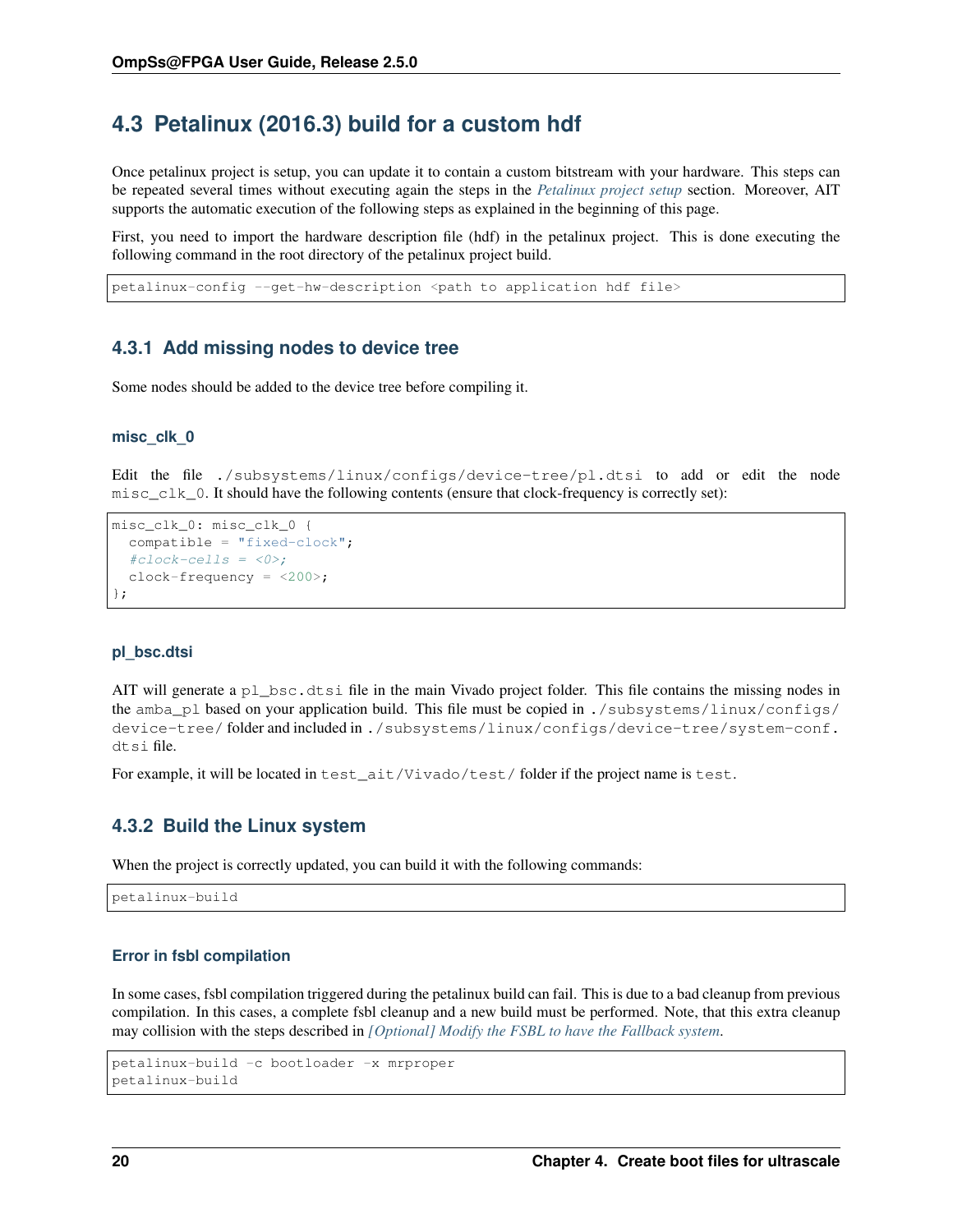## 4.3 Petalinux (2016.3) build for a custom hdf

Once petalinux project is setup, you can update it to contain a custom bitstream with your hardware. This steps can be repeated several times without executing again the steps in the *Petalinux project setup* section. Moreover, AIT supports the automatic execution of the following steps as explained in the beginning of this page.

First, you need to import the hardware description file (hdf) in the petalinux project. This is done executing the following command in the root directory of the petalinux project build.

```
petalinux-config --get-hw-description <path to application hdf file>
```

### 4.3.1 Add missing nodes to device tree

Some nodes should be added to the device tree before compiling it.

#### misc_clk_0

Edit the file `./subsystems/linux/configs/device-tree/pl.dtsi` to add or edit the node `misc_clk_0`. It should have the following contents (ensure that clock-frequency is correctly set):

```
misc_clk_0: misc_clk_0 {
  compatible = "fixed-clock";
  #clock-cells = <0>;
  clock-frequency = <200>;
};
```

#### pl_bsc.dtsi

AIT will generate a `pl_bsc.dtsi` file in the main Vivado project folder. This file contains the missing nodes in the `amba_pl` based on your application build. This file must be copied in `./subsystems/linux/configs/device-tree/` folder and included in `./subsystems/linux/configs/device-tree/system-conf.dtsi` file.

For example, it will be located in `test_ait/Vivado/test/` folder if the project name is `test`.

### 4.3.2 Build the Linux system

When the project is correctly updated, you can build it with the following commands:

```
petalinux-build
```

#### Error in fsbl compilation

In some cases, fsbl compilation triggered during the petalinux build can fail. This is due to a bad cleanup from previous compilation. In this cases, a complete fsbl cleanup and a new build must be performed. Note, that this extra cleanup may collision with the steps described in *[Optional] Modify the FSBL to have the Fallback system*.

```
petalinux-build -c bootloader -x mrproper
petalinux-build
```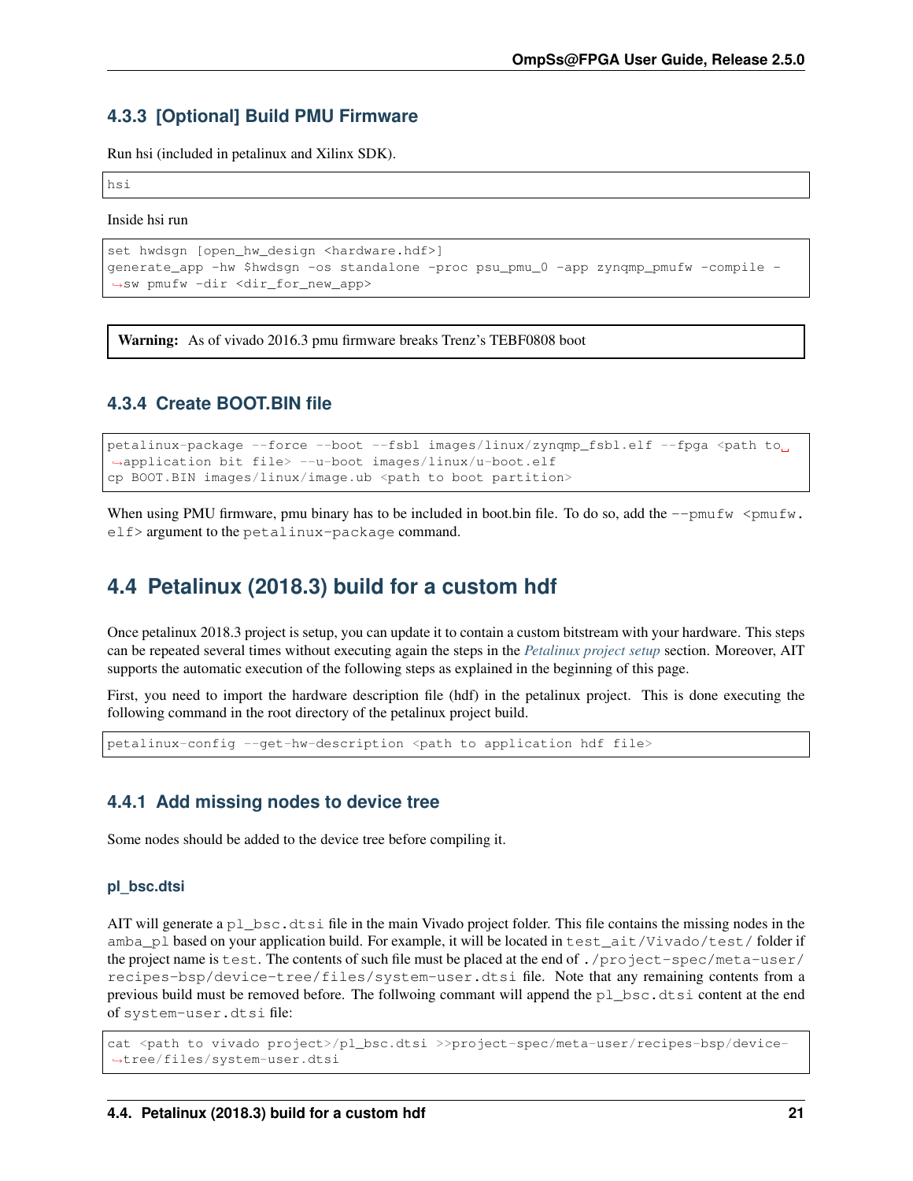### 4.3.3 [Optional] Build PMU Firmware

Run hsi (included in petalinux and Xilinx SDK).

```
hsi
```

Inside hsi run

```
set hwdsgn [open_hw_design <hardware.hdf>]
generate_app -hw $hwdsgn -os standalone -proc psu_pmu_0 -app zynqmp_pmufw -compile -sw pmufw -dir <dir_for_new_app>
```

**Warning:** As of vivado 2016.3 pmu firmware breaks Trenz's TEBF0808 boot

### 4.3.4 Create BOOT.BIN file

```
petalinux-package --force --boot --fsbl images/linux/zynqmp_fsbl.elf --fpga <path to application bit file> --u-boot images/linux/u-boot.elf
cp BOOT.BIN images/linux/image.ub <path to boot partition>
```

When using PMU firmware, pmu binary has to be included in boot.bin file. To do so, add the `--pmufw <pmufw.elf>` argument to the `petalinux-package` command.

## 4.4 Petalinux (2018.3) build for a custom hdf

Once petalinux 2018.3 project is setup, you can update it to contain a custom bitstream with your hardware. This steps can be repeated several times without executing again the steps in the *Petalinux project setup* section. Moreover, AIT supports the automatic execution of the following steps as explained in the beginning of this page.

First, you need to import the hardware description file (hdf) in the petalinux project. This is done executing the following command in the root directory of the petalinux project build.

```
petalinux-config --get-hw-description <path to application hdf file>
```

### 4.4.1 Add missing nodes to device tree

Some nodes should be added to the device tree before compiling it.

#### pl_bsc.dtsi

AIT will generate a `pl_bsc.dtsi` file in the main Vivado project folder. This file contains the missing nodes in the `amba_pl` based on your application build. For example, it will be located in `test_ait/Vivado/test/` folder if the project name is `test`. The contents of such file must be placed at the end of `./project-spec/meta-user/recipes-bsp/device-tree/files/system-user.dtsi` file. Note that any remaining contents from a previous build must be removed before. The follwoing commant will append the `pl_bsc.dtsi` content at the end of `system-user.dtsi` file:

```
cat <path to vivado project>/pl_bsc.dtsi >>project-spec/meta-user/recipes-bsp/device-tree/files/system-user.dtsi
```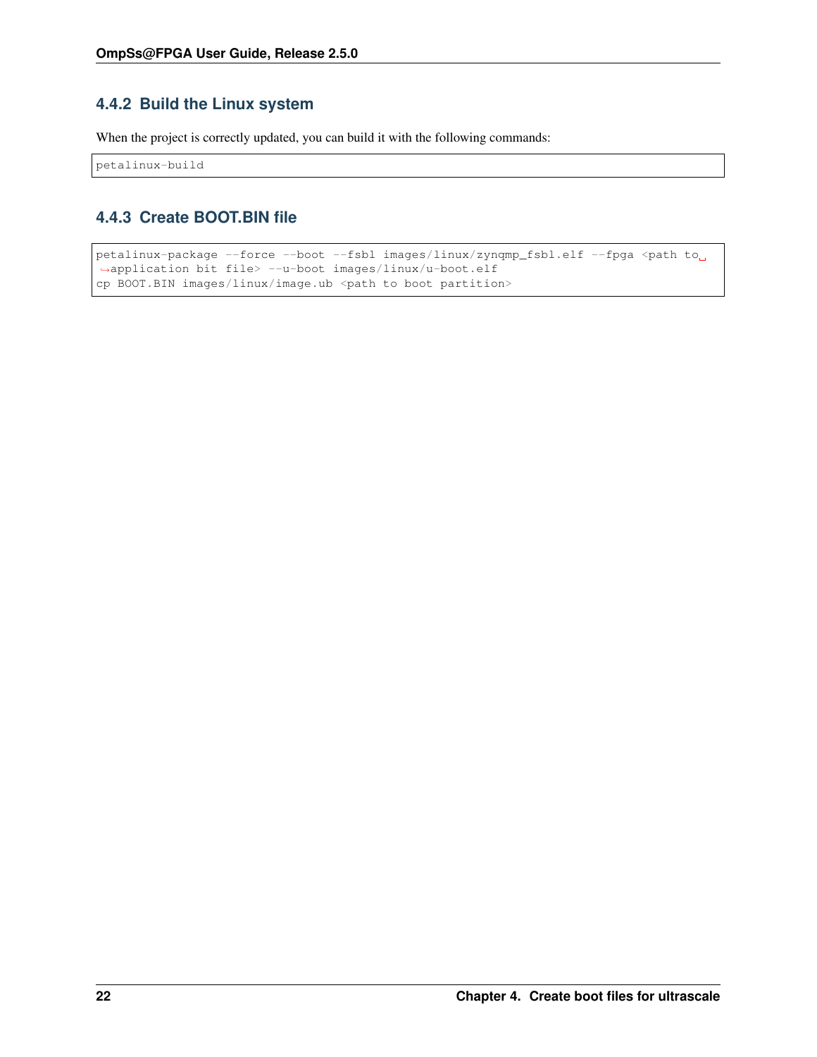### 4.4.2 Build the Linux system

When the project is correctly updated, you can build it with the following commands:

```
petalinux-build
```

### 4.4.3 Create BOOT.BIN file

```
petalinux-package --force --boot --fsbl images/linux/zynqmp_fsbl.elf --fpga <path to application bit file> --u-boot images/linux/u-boot.elf
cp BOOT.BIN images/linux/image.ub <path to boot partition>
```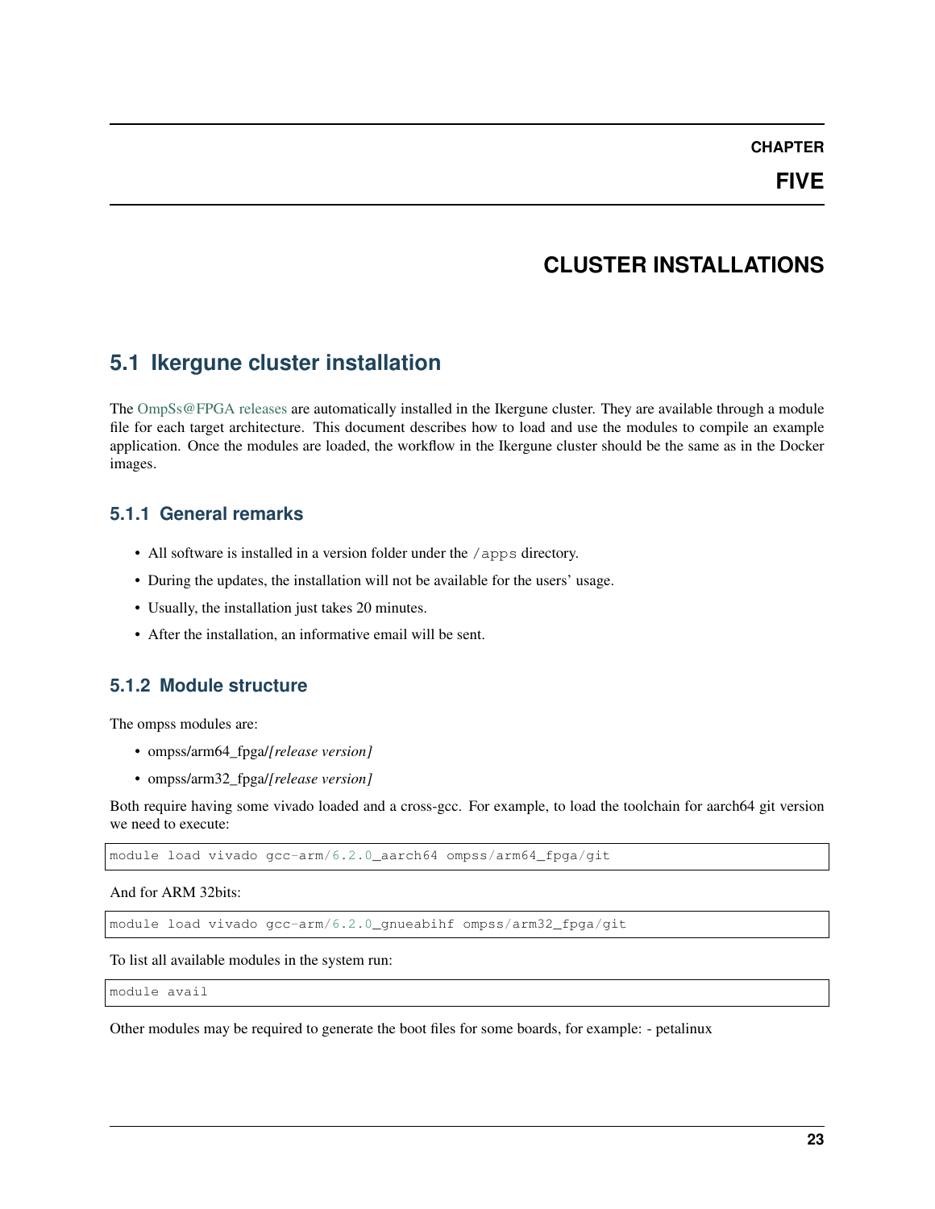# CHAPTER FIVE

# CLUSTER INSTALLATIONS

## 5.1 Ikergune cluster installation

The OmpSs@FPGA releases are automatically installed in the Ikergune cluster. They are available through a module file for each target architecture. This document describes how to load and use the modules to compile an example application. Once the modules are loaded, the workflow in the Ikergune cluster should be the same as in the Docker images.

### 5.1.1 General remarks

- All software is installed in a version folder under the `/apps` directory.
- During the updates, the installation will not be available for the users' usage.
- Usually, the installation just takes 20 minutes.
- After the installation, an informative email will be sent.

### 5.1.2 Module structure

The ompss modules are:

- ompss/arm64_fpga/*[release version]*
- ompss/arm32_fpga/*[release version]*

Both require having some vivado loaded and a cross-gcc. For example, to load the toolchain for aarch64 git version we need to execute:

```
module load vivado gcc-arm/6.2.0_aarch64 ompss/arm64_fpga/git
```

And for ARM 32bits:

```
module load vivado gcc-arm/6.2.0_gnueabihf ompss/arm32_fpga/git
```

To list all available modules in the system run:

```
module avail
```

Other modules may be required to generate the boot files for some boards, for example: - petalinux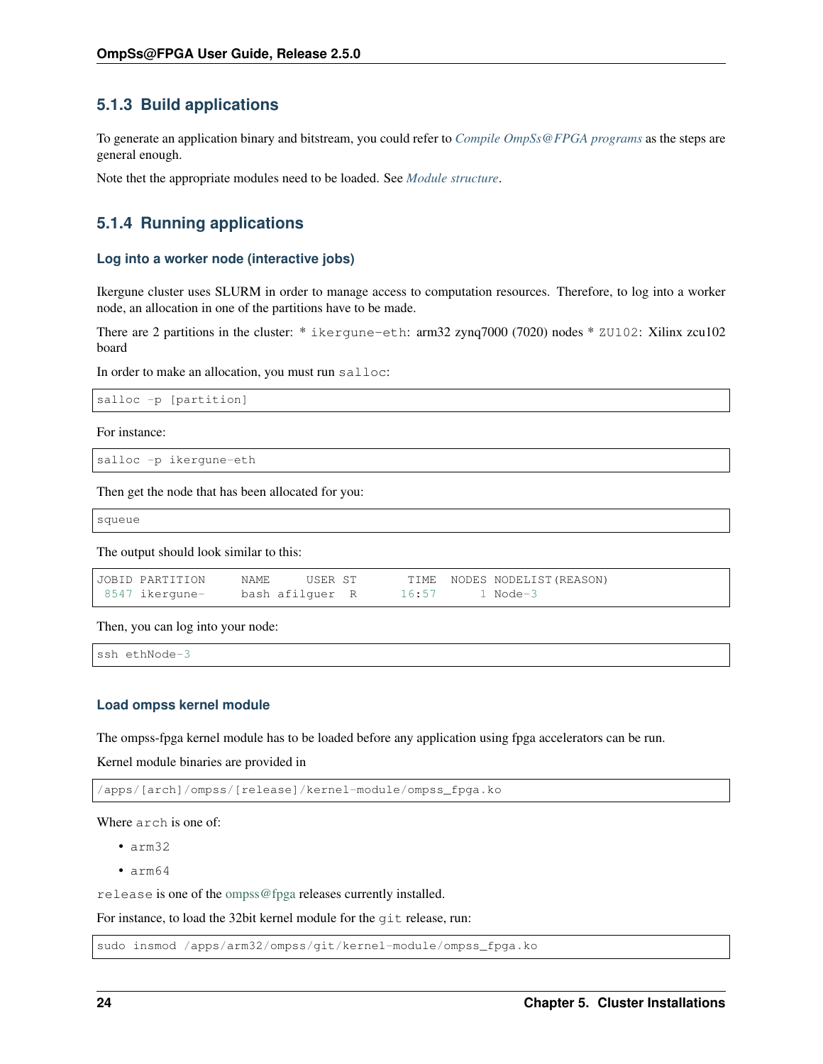### 5.1.3 Build applications

To generate an application binary and bitstream, you could refer to *Compile OmpSs@FPGA programs* as the steps are general enough.

Note thet the appropriate modules need to be loaded. See *Module structure*.

### 5.1.4 Running applications

#### Log into a worker node (interactive jobs)

Ikergune cluster uses SLURM in order to manage access to computation resources. Therefore, to log into a worker node, an allocation in one of the partitions have to be made.

There are 2 partitions in the cluster: * `ikergune-eth`: arm32 zynq7000 (7020) nodes * `ZU102`: Xilinx zcu102 board

In order to make an allocation, you must run `salloc`:

```
salloc -p [partition]
```

For instance:

```
salloc -p ikergune-eth
```

Then get the node that has been allocated for you:

```
squeue
```

The output should look similar to this:

```
JOBID PARTITION     NAME     USER ST       TIME  NODES NODELIST(REASON)
 8547 ikergune-     bash afilguer  R      16:57      1 Node-3
```

Then, you can log into your node:

```
ssh ethNode-3
```

#### Load ompss kernel module

The ompss-fpga kernel module has to be loaded before any application using fpga accelerators can be run.

Kernel module binaries are provided in

```
/apps/[arch]/ompss/[release]/kernel-module/ompss_fpga.ko
```

Where `arch` is one of:

- `arm32`
- `arm64`

`release` is one of the ompss@fpga releases currently installed.

For instance, to load the 32bit kernel module for the `git` release, run:

```
sudo insmod /apps/arm32/ompss/git/kernel-module/ompss_fpga.ko
```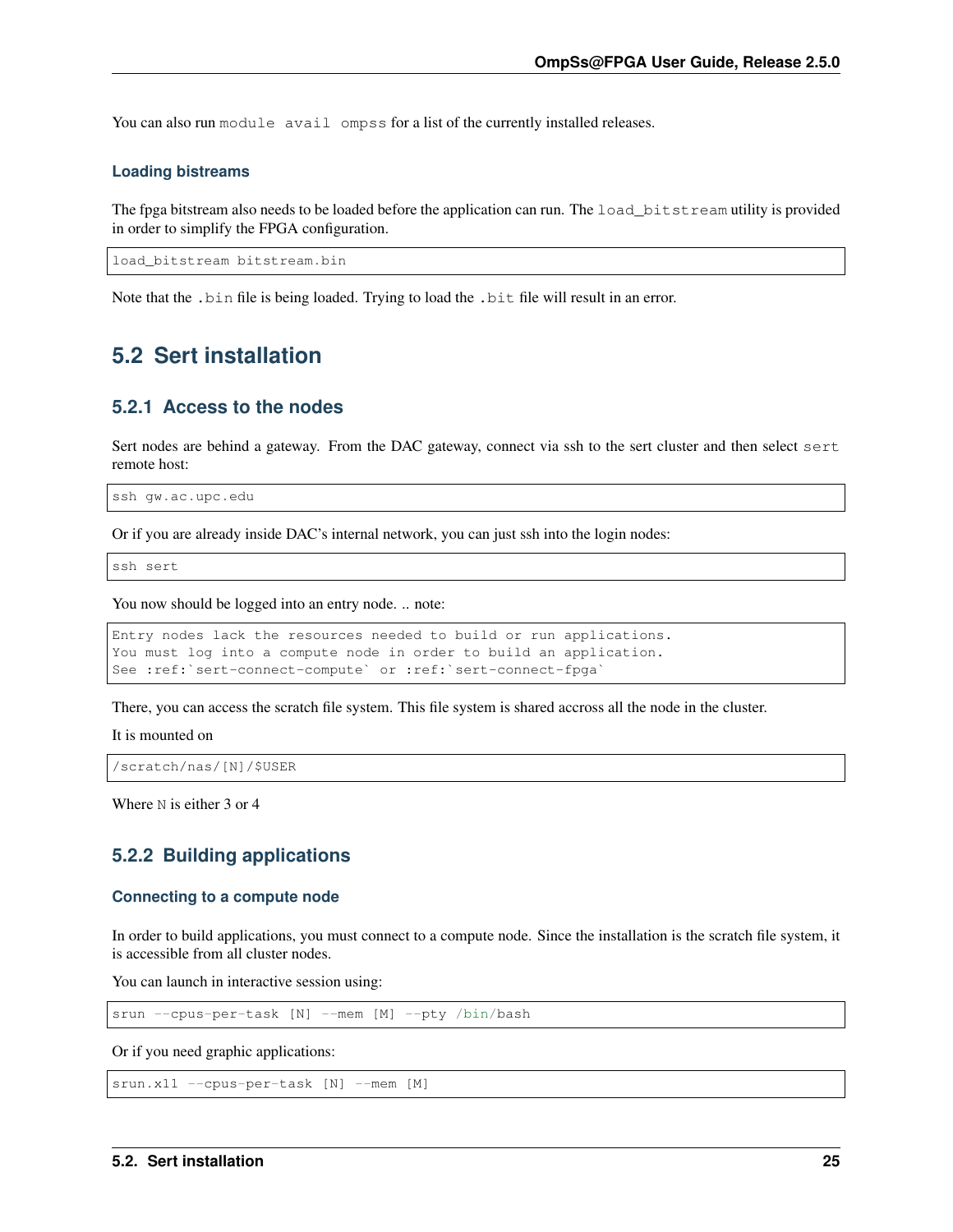You can also run `module avail ompss` for a list of the currently installed releases.

#### Loading bistreams

The fpga bitstream also needs to be loaded before the application can run. The `load_bitstream` utility is provided in order to simplify the FPGA configuration.

```
load_bitstream bitstream.bin
```

Note that the `.bin` file is being loaded. Trying to load the `.bit` file will result in an error.

## 5.2 Sert installation

### 5.2.1 Access to the nodes

Sert nodes are behind a gateway. From the DAC gateway, connect via ssh to the sert cluster and then select `sert` remote host:

```
ssh gw.ac.upc.edu
```

Or if you are already inside DAC's internal network, you can just ssh into the login nodes:

```
ssh sert
```

You now should be logged into an entry node. .. note:

```
Entry nodes lack the resources needed to build or run applications.
You must log into a compute node in order to build an application.
See :ref:`sert-connect-compute` or :ref:`sert-connect-fpga`
```

There, you can access the scratch file system. This file system is shared accross all the node in the cluster.

It is mounted on

```
/scratch/nas/[N]/$USER
```

Where `N` is either 3 or 4

### 5.2.2 Building applications

#### Connecting to a compute node

In order to build applications, you must connect to a compute node. Since the installation is the scratch file system, it is accessible from all cluster nodes.

You can launch in interactive session using:

```
srun --cpus-per-task [N] --mem [M] --pty /bin/bash
```

Or if you need graphic applications:

```
srun.x11 --cpus-per-task [N] --mem [M]
```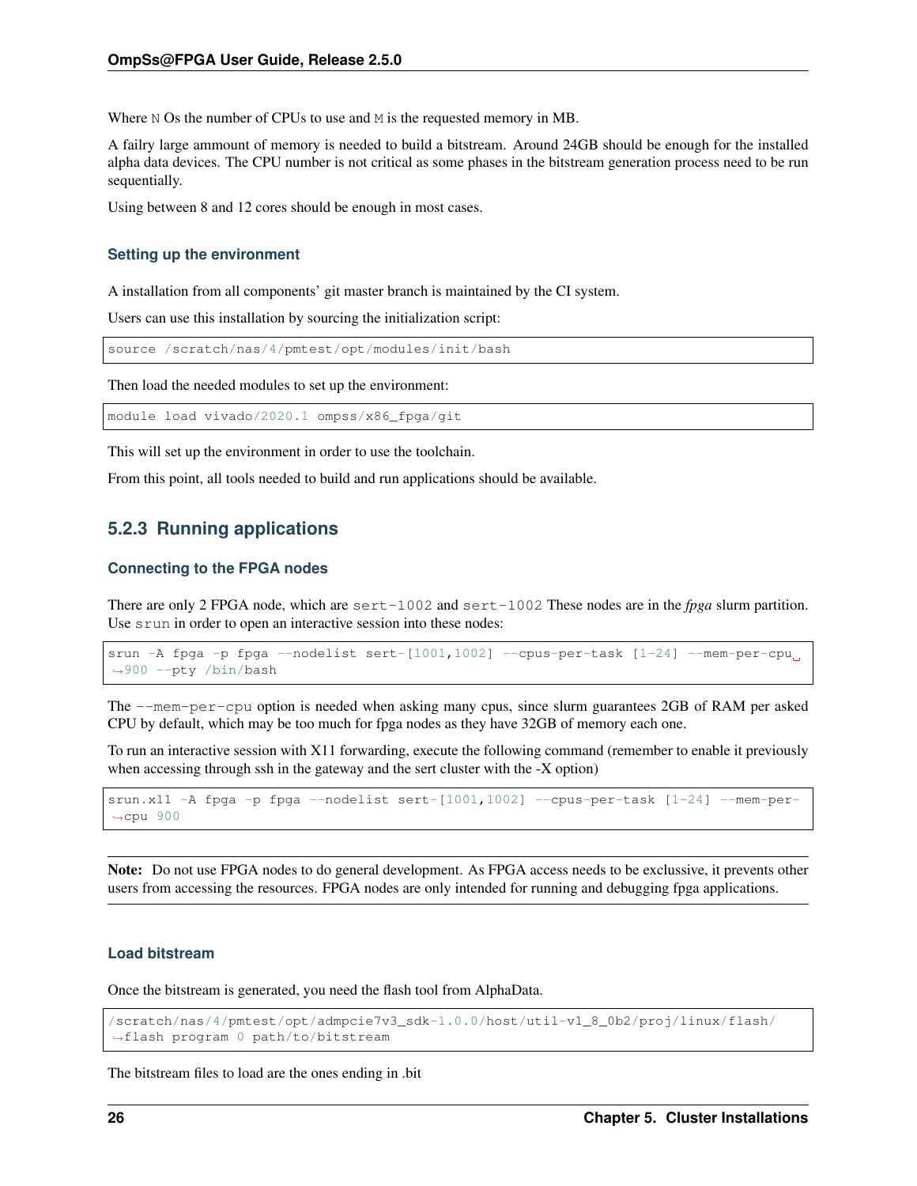Where `N` Os the number of CPUs to use and `M` is the requested memory in MB.

A failry large ammount of memory is needed to build a bitstream. Around 24GB should be enough for the installed alpha data devices. The CPU number is not critical as some phases in the bitstream generation process need to be run sequentially.

Using between 8 and 12 cores should be enough in most cases.

#### Setting up the environment

A installation from all components' git master branch is maintained by the CI system.

Users can use this installation by sourcing the initialization script:

```
source /scratch/nas/4/pmtest/opt/modules/init/bash
```

Then load the needed modules to set up the environment:

```
module load vivado/2020.1 ompss/x86_fpga/git
```

This will set up the environment in order to use the toolchain.

From this point, all tools needed to build and run applications should be available.

### 5.2.3 Running applications

#### Connecting to the FPGA nodes

There are only 2 FPGA node, which are `sert-1002` and `sert-1002` These nodes are in the *fpga* slurm partition. Use `srun` in order to open an interactive session into these nodes:

```
srun -A fpga -p fpga --nodelist sert-[1001,1002] --cpus-per-task [1-24] --mem-per-cpu 900 --pty /bin/bash
```

The `--mem-per-cpu` option is needed when asking many cpus, since slurm guarantees 2GB of RAM per asked CPU by default, which may be too much for fpga nodes as they have 32GB of memory each one.

To run an interactive session with X11 forwarding, execute the following command (remember to enable it previously when accessing through ssh in the gateway and the sert cluster with the -X option)

```
srun.x11 -A fpga -p fpga --nodelist sert-[1001,1002] --cpus-per-task [1-24] --mem-per-cpu 900
```

**Note:** Do not use FPGA nodes to do general development. As FPGA access needs to be exclusive, it prevents other users from accessing the resources. FPGA nodes are only intended for running and debugging fpga applications.

#### Load bitstream

Once the bitstream is generated, you need the flash tool from AlphaData.

```
/scratch/nas/4/pmtest/opt/admpcie7v3_sdk-1.0.0/host/util-v1_8_0b2/proj/linux/flash/flash program 0 path/to/bitstream
```

The bitstream files to load are the ones ending in .bit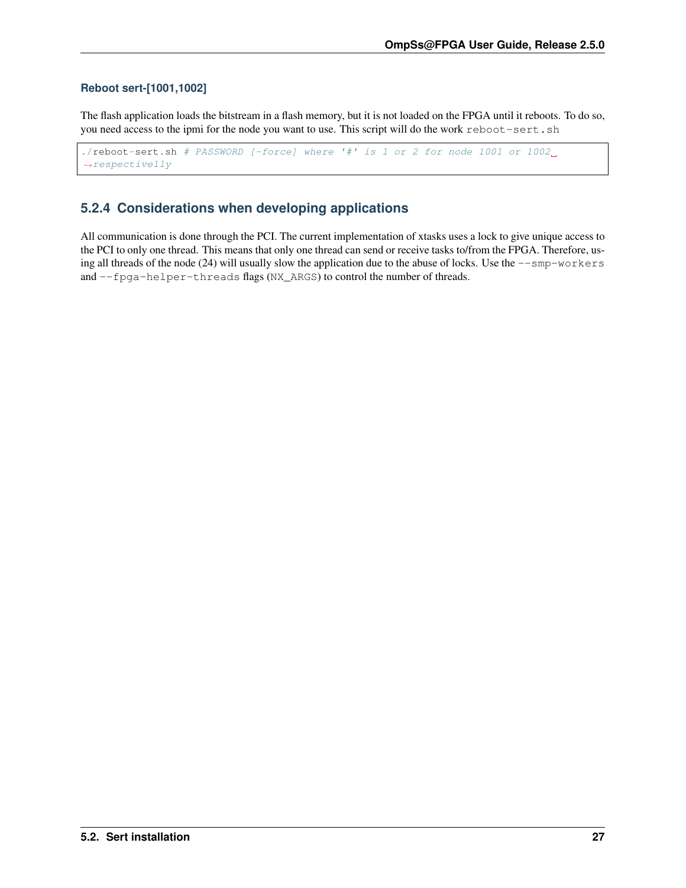#### Reboot sert-[1001,1002]

The flash application loads the bitstream in a flash memory, but it is not loaded on the FPGA until it reboots. To do so, you need access to the ipmi for the node you want to use. This script will do the work `reboot-sert.sh`

```
./reboot-sert.sh # PASSWORD [-force] where '#' is 1 or 2 for node 1001 or 1002 respectivelly
```

### 5.2.4 Considerations when developing applications

All communication is done through the PCI. The current implementation of xtasks uses a lock to give unique access to the PCI to only one thread. This means that only one thread can send or receive tasks to/from the FPGA. Therefore, using all threads of the node (24) will usually slow the application due to the abuse of locks. Use the `--smp-workers` and `--fpga-helper-threads` flags (`NX_ARGS`) to control the number of threads.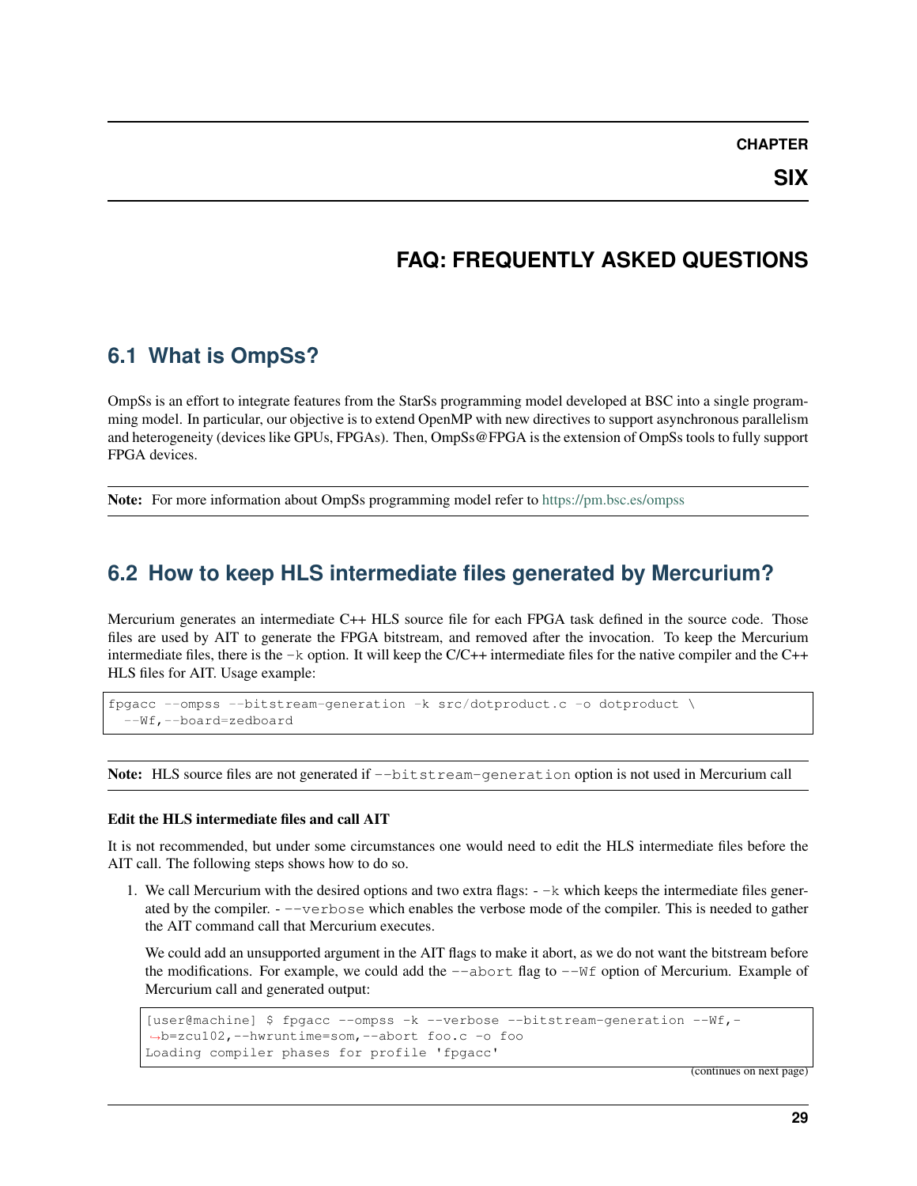# CHAPTER SIX

# FAQ: FREQUENTLY ASKED QUESTIONS

## 6.1 What is OmpSs?

OmpSs is an effort to integrate features from the StarSs programming model developed at BSC into a single programming model. In particular, our objective is to extend OpenMP with new directives to support asynchronous parallelism and heterogeneity (devices like GPUs, FPGAs). Then, OmpSs@FPGA is the extension of OmpSs tools to fully support FPGA devices.

**Note:** For more information about OmpSs programming model refer to https://pm.bsc.es/ompss

## 6.2 How to keep HLS intermediate files generated by Mercurium?

Mercurium generates an intermediate C++ HLS source file for each FPGA task defined in the source code. Those files are used by AIT to generate the FPGA bitstream, and removed after the invocation. To keep the Mercurium intermediate files, there is the `-k` option. It will keep the C/C++ intermediate files for the native compiler and the C++ HLS files for AIT. Usage example:

```
fpgacc --ompss --bitstream-generation -k src/dotproduct.c -o dotproduct \
  --Wf,--board=zedboard
```

**Note:** HLS source files are not generated if `--bitstream-generation` option is not used in Mercurium call

**Edit the HLS intermediate files and call AIT**

It is not recommended, but under some circumstances one would need to edit the HLS intermediate files before the AIT call. The following steps shows how to do so.

1. We call Mercurium with the desired options and two extra flags: - `-k` which keeps the intermediate files generated by the compiler. - `--verbose` which enables the verbose mode of the compiler. This is needed to gather the AIT command call that Mercurium executes.

   We could add an unsupported argument in the AIT flags to make it abort, as we do not want the bitstream before the modifications. For example, we could add the `--abort` flag to `--Wf` option of Mercurium. Example of Mercurium call and generated output:

   ```
   [user@machine] $ fpgacc --ompss -k --verbose --bitstream-generation --Wf,-
   ↪b=zcu102,--hwruntime=som,--abort foo.c -o foo
   Loading compiler phases for profile 'fpgacc'
   ```

   (continues on next page)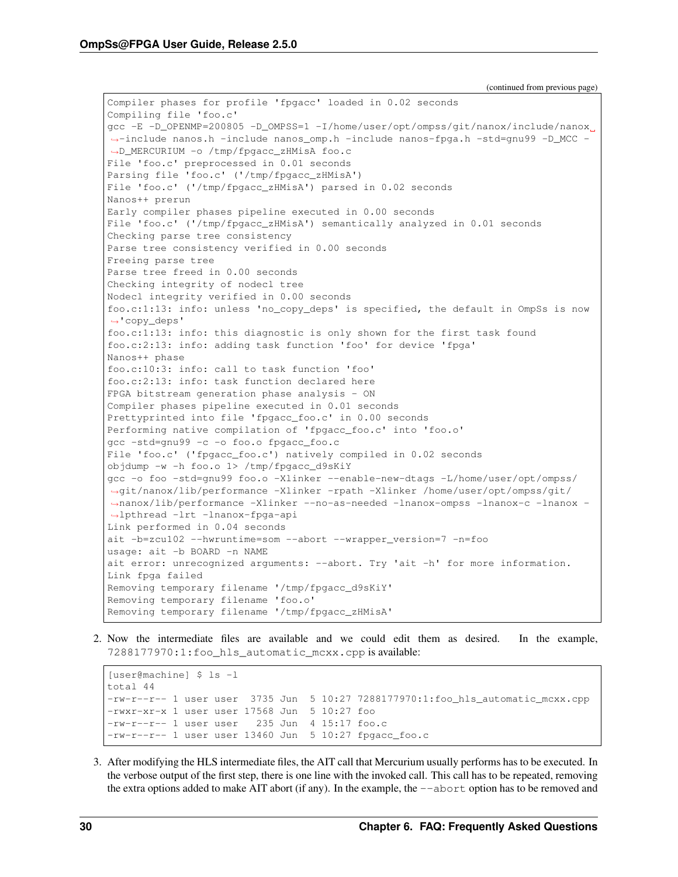(continued from previous page)

```
Compiler phases for profile 'fpgacc' loaded in 0.02 seconds
Compiling file 'foo.c'
gcc -E -D_OPENMP=200805 -D_OMPSS=1 -I/home/user/opt/ompss/git/nanox/include/nanox␣
↪-include nanos.h -include nanos_omp.h -include nanos-fpga.h -std=gnu99 -D_MCC -
↪D_MERCURIUM -o /tmp/fpgacc_zHMisA foo.c
File 'foo.c' preprocessed in 0.01 seconds
Parsing file 'foo.c' ('/tmp/fpgacc_zHMisA')
File 'foo.c' ('/tmp/fpgacc_zHMisA') parsed in 0.02 seconds
Nanos++ prerun
Early compiler phases pipeline executed in 0.00 seconds
File 'foo.c' ('/tmp/fpgacc_zHMisA') semantically analyzed in 0.01 seconds
Checking parse tree consistency
Parse tree consistency verified in 0.00 seconds
Freeing parse tree
Parse tree freed in 0.00 seconds
Checking integrity of nodecl tree
Nodecl integrity verified in 0.00 seconds
foo.c:1:13: info: unless 'no_copy_deps' is specified, the default in OmpSs is now
↪'copy_deps'
foo.c:1:13: info: this diagnostic is only shown for the first task found
foo.c:2:13: info: adding task function 'foo' for device 'fpga'
Nanos++ phase
foo.c:10:3: info: call to task function 'foo'
foo.c:2:13: info: task function declared here
FPGA bitstream generation phase analysis - ON
Compiler phases pipeline executed in 0.01 seconds
Prettyprinted into file 'fpgacc_foo.c' in 0.00 seconds
Performing native compilation of 'fpgacc_foo.c' into 'foo.o'
gcc -std=gnu99 -c -o foo.o fpgacc_foo.c
File 'foo.c' ('fpgacc_foo.c') natively compiled in 0.02 seconds
objdump -w -h foo.o 1> /tmp/fpgacc_d9sKiY
gcc -o foo -std=gnu99 foo.o -Xlinker --enable-new-dtags -L/home/user/opt/ompss/
↪git/nanox/lib/performance -Xlinker -rpath -Xlinker /home/user/opt/ompss/git/
↪nanox/lib/performance -Xlinker --no-as-needed -lnanox-ompss -lnanox-c -lnanox -
↪lpthread -lrt -lnanox-fpga-api
Link performed in 0.04 seconds
ait -b=zcu102 --hwruntime=som --abort --wrapper_version=7 -n=foo
usage: ait -b BOARD -n NAME
ait error: unrecognized arguments: --abort. Try 'ait -h' for more information.
Link fpga failed
Removing temporary filename '/tmp/fpgacc_d9sKiY'
Removing temporary filename 'foo.o'
Removing temporary filename '/tmp/fpgacc_zHMisA'
```

2. Now the intermediate files are available and we could edit them as desired. In the example, `7288177970:1:foo_hls_automatic_mcxx.cpp` is available:

```
[user@machine] $ ls -l
total 44
-rw-r--r-- 1 user user  3735 Jun  5 10:27 7288177970:1:foo_hls_automatic_mcxx.cpp
-rwxr-xr-x 1 user user 17568 Jun  5 10:27 foo
-rw-r--r-- 1 user user   235 Jun  4 15:17 foo.c
-rw-r--r-- 1 user user 13460 Jun  5 10:27 fpgacc_foo.c
```

3. After modifying the HLS intermediate files, the AIT call that Mercurium usually performs has to be executed. In the verbose output of the first step, there is one line with the invoked call. This call has to be repeated, removing the extra options added to make AIT abort (if any). In the example, the `--abort` option has to be removed and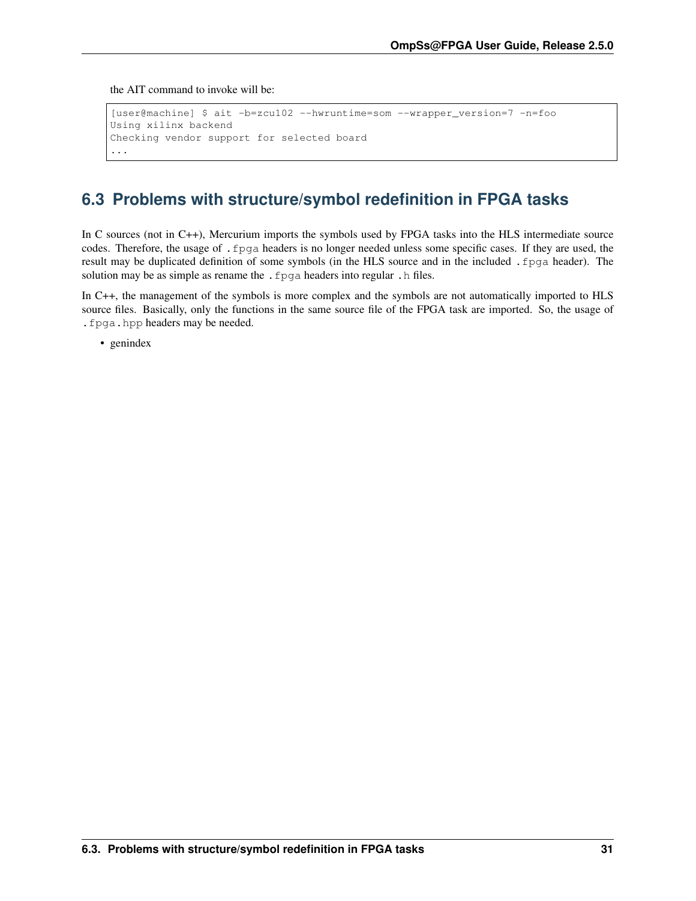the AIT command to invoke will be:

```
[user@machine] $ ait -b=zcu102 --hwruntime=som --wrapper_version=7 -n=foo
Using xilinx backend
Checking vendor support for selected board
...
```

## 6.3 Problems with structure/symbol redefinition in FPGA tasks

In C sources (not in C++), Mercurium imports the symbols used by FPGA tasks into the HLS intermediate source codes. Therefore, the usage of `.fpga` headers is no longer needed unless some specific cases. If they are used, the result may be duplicated definition of some symbols (in the HLS source and in the included `.fpga` header). The solution may be as simple as rename the `.fpga` headers into regular `.h` files.

In C++, the management of the symbols is more complex and the symbols are not automatically imported to HLS source files. Basically, only the functions in the same source file of the FPGA task are imported. So, the usage of `.fpga.hpp` headers may be needed.

- genindex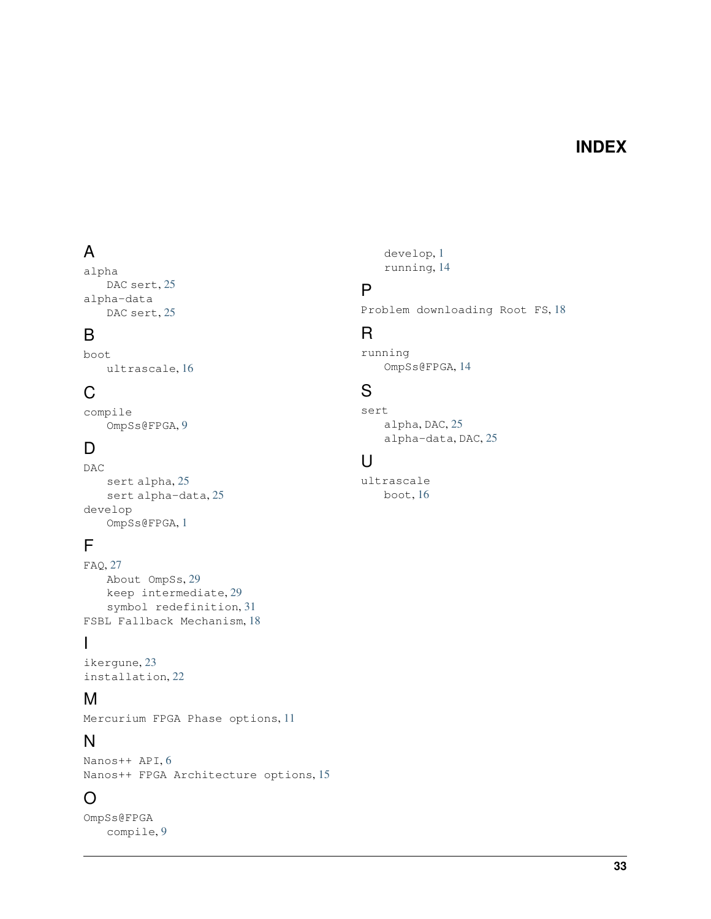# INDEX

## A

alpha
- DAC sert, 25

alpha-data
- DAC sert, 25

## B

boot
- ultrascale, 16

## C

compile
- OmpSs@FPGA, 9

## D

DAC
- sert alpha, 25
- sert alpha-data, 25

develop
- OmpSs@FPGA, 1

## F

FAQ, 27
- About OmpSs, 29
- keep intermediate, 29
- symbol redefinition, 31

FSBL Fallback Mechanism, 18

## I

ikergune, 23

installation, 22

## M

Mercurium FPGA Phase options, 11

## N

Nanos++ API, 6

Nanos++ FPGA Architecture options, 15

## O

OmpSs@FPGA
- compile, 9
- develop, 1
- running, 14

## P

Problem downloading Root FS, 18

## R

running
- OmpSs@FPGA, 14

## S

sert
- alpha, DAC, 25
- alpha-data, DAC, 25

## U

ultrascale
- boot, 16